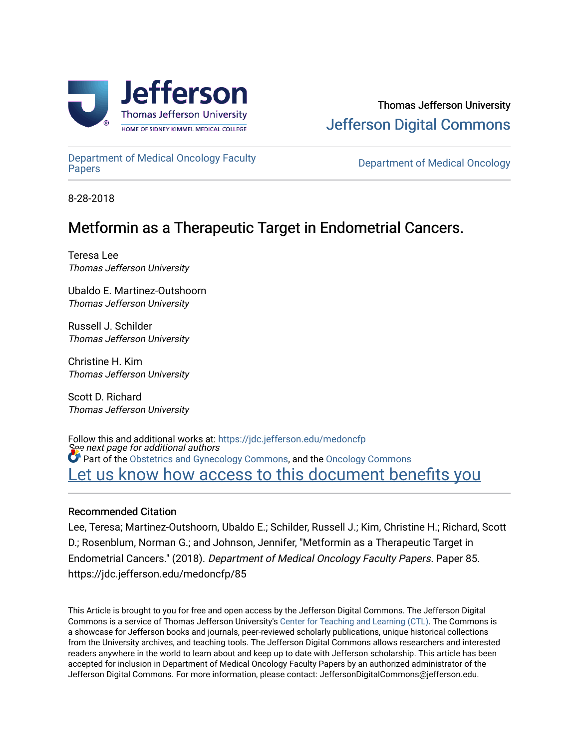Thomas Jefferson University

Jefferson Digital Commons

Department of Medical Oncology Faculty Papers

Department of Medical Oncology

8-28-2018

# Metformin as a Therapeutic Target in Endometrial Cancers.

Teresa Lee
*Thomas Jefferson University*

Ubaldo E. Martinez-Outshoorn
*Thomas Jefferson University*

Russell J. Schilder
*Thomas Jefferson University*

Christine H. Kim
*Thomas Jefferson University*

Scott D. Richard
*Thomas Jefferson University*

*See next page for additional authors*

Follow this and additional works at: https://jdc.jefferson.edu/medoncfp

Part of the Obstetrics and Gynecology Commons, and the Oncology Commons

Let us know how access to this document benefits you

### Recommended Citation

Lee, Teresa; Martinez-Outshoorn, Ubaldo E.; Schilder, Russell J.; Kim, Christine H.; Richard, Scott D.; Rosenblum, Norman G.; and Johnson, Jennifer, "Metformin as a Therapeutic Target in Endometrial Cancers." (2018). *Department of Medical Oncology Faculty Papers.* Paper 85. https://jdc.jefferson.edu/medoncfp/85

This Article is brought to you for free and open access by the Jefferson Digital Commons. The Jefferson Digital Commons is a service of Thomas Jefferson University's Center for Teaching and Learning (CTL). The Commons is a showcase for Jefferson books and journals, peer-reviewed scholarly publications, unique historical collections from the University archives, and teaching tools. The Jefferson Digital Commons allows researchers and interested readers anywhere in the world to learn about and keep up to date with Jefferson scholarship. This article has been accepted for inclusion in Department of Medical Oncology Faculty Papers by an authorized administrator of the Jefferson Digital Commons. For more information, please contact: JeffersonDigitalCommons@jefferson.edu.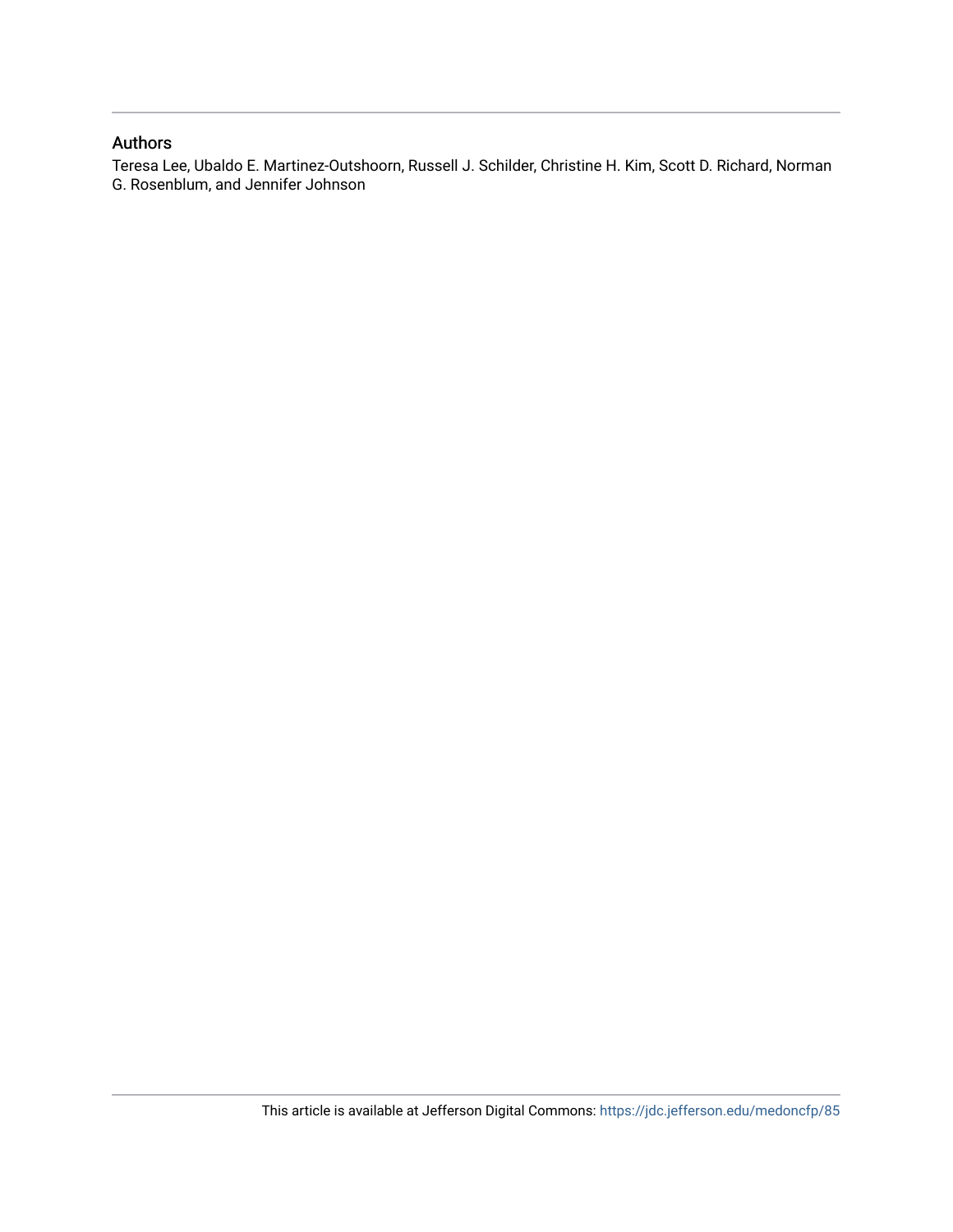## Authors

Teresa Lee, Ubaldo E. Martinez-Outshoorn, Russell J. Schilder, Christine H. Kim, Scott D. Richard, Norman G. Rosenblum, and Jennifer Johnson

This article is available at Jefferson Digital Commons: https://jdc.jefferson.edu/medoncfp/85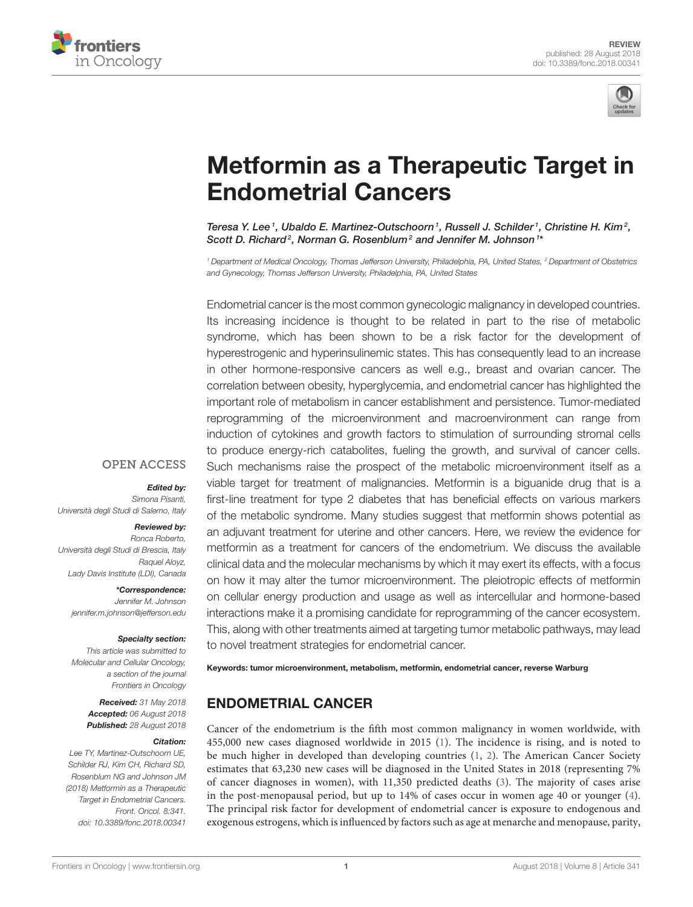# Metformin as a Therapeutic Target in Endometrial Cancers

*Teresa Y. Lee[1], Ubaldo E. Martinez-Outschoorn[1], Russell J. Schilder[1], Christine H. Kim[2], Scott D. Richard[2], Norman G. Rosenblum[2] and Jennifer M. Johnson[1]**

[1] Department of Medical Oncology, Thomas Jefferson University, Philadelphia, PA, United States, [2] Department of Obstetrics and Gynecology, Thomas Jefferson University, Philadelphia, PA, United States

Endometrial cancer is the most common gynecologic malignancy in developed countries. Its increasing incidence is thought to be related in part to the rise of metabolic syndrome, which has been shown to be a risk factor for the development of hyperestrogenic and hyperinsulinemic states. This has consequently lead to an increase in other hormone-responsive cancers as well e.g., breast and ovarian cancer. The correlation between obesity, hyperglycemia, and endometrial cancer has highlighted the important role of metabolism in cancer establishment and persistence. Tumor-mediated reprogramming of the microenvironment and macroenvironment can range from induction of cytokines and growth factors to stimulation of surrounding stromal cells to produce energy-rich catabolites, fueling the growth, and survival of cancer cells. Such mechanisms raise the prospect of the metabolic microenvironment itself as a viable target for treatment of malignancies. Metformin is a biguanide drug that is a first-line treatment for type 2 diabetes that has beneficial effects on various markers of the metabolic syndrome. Many studies suggest that metformin shows potential as an adjuvant treatment for uterine and other cancers. Here, we review the evidence for metformin as a treatment for cancers of the endometrium. We discuss the available clinical data and the molecular mechanisms by which it may exert its effects, with a focus on how it may alter the tumor microenvironment. The pleiotropic effects of metformin on cellular energy production and usage as well as intercellular and hormone-based interactions make it a promising candidate for reprogramming of the cancer ecosystem. This, along with other treatments aimed at targeting tumor metabolic pathways, may lead to novel treatment strategies for endometrial cancer.

**Keywords: tumor microenvironment, metabolism, metformin, endometrial cancer, reverse Warburg**

OPEN ACCESS

***Edited by:***
*Simona Pisanti, Università degli Studi di Salerno, Italy*

***Reviewed by:***
*Ronca Roberto, Università degli Studi di Brescia, Italy*
*Raquel Aloyz, Lady Davis Institute (LDI), Canada*

****Correspondence:***
*Jennifer M. Johnson*
*jennifer.m.johnson@jefferson.edu*

***Specialty section:***
*This article was submitted to Molecular and Cellular Oncology, a section of the journal Frontiers in Oncology*

***Received:*** *31 May 2018*
***Accepted:*** *06 August 2018*
***Published:*** *28 August 2018*

***Citation:***
*Lee TY, Martinez-Outschoorn UE, Schilder RJ, Kim CH, Richard SD, Rosenblum NG and Johnson JM (2018) Metformin as a Therapeutic Target in Endometrial Cancers. Front. Oncol. 8:341. doi: 10.3389/fonc.2018.00341*

## ENDOMETRIAL CANCER

Cancer of the endometrium is the fifth most common malignancy in women worldwide, with 455,000 new cases diagnosed worldwide in 2015 (1). The incidence is rising, and is noted to be much higher in developed than developing countries (1, 2). The American Cancer Society estimates that 63,230 new cases will be diagnosed in the United States in 2018 (representing 7% of cancer diagnoses in women), with 11,350 predicted deaths (3). The majority of cases arise in the post-menopausal period, but up to 14% of cases occur in women age 40 or younger (4). The principal risk factor for development of endometrial cancer is exposure to endogenous and exogenous estrogens, which is influenced by factors such as age at menarche and menopause, parity,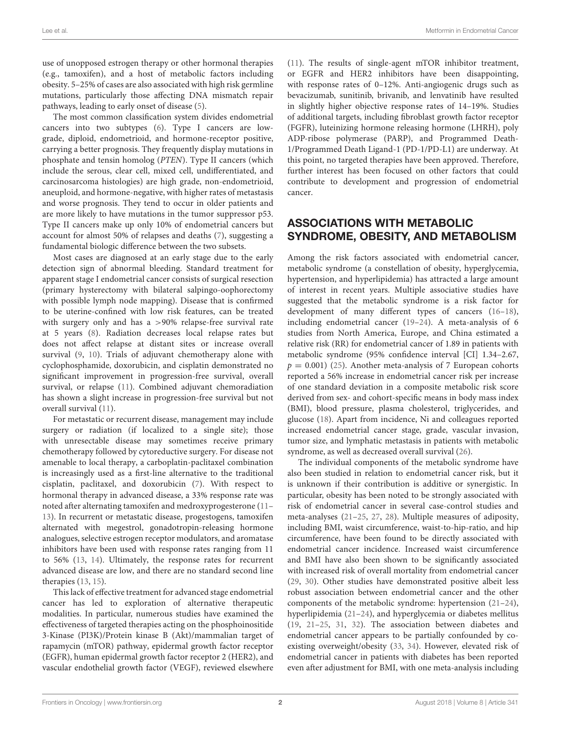use of unopposed estrogen therapy or other hormonal therapies (e.g., tamoxifen), and a host of metabolic factors including obesity. 5–25% of cases are also associated with high risk germline mutations, particularly those affecting DNA mismatch repair pathways, leading to early onset of disease (5).

The most common classification system divides endometrial cancers into two subtypes (6). Type I cancers are low-grade, diploid, endometrioid, and hormone-receptor positive, carrying a better prognosis. They frequently display mutations in phosphate and tensin homolog (*PTEN*). Type II cancers (which include the serous, clear cell, mixed cell, undifferentiated, and carcinosarcoma histologies) are high grade, non-endometrioid, aneuploid, and hormone-negative, with higher rates of metastasis and worse prognosis. They tend to occur in older patients and are more likely to have mutations in the tumor suppressor p53. Type II cancers make up only 10% of endometrial cancers but account for almost 50% of relapses and deaths (7), suggesting a fundamental biologic difference between the two subsets.

Most cases are diagnosed at an early stage due to the early detection sign of abnormal bleeding. Standard treatment for apparent stage I endometrial cancer consists of surgical resection (primary hysterectomy with bilateral salpingo-oophorectomy with possible lymph node mapping). Disease that is confirmed to be uterine-confined with low risk features, can be treated with surgery only and has a >90% relapse-free survival rate at 5 years (8). Radiation decreases local relapse rates but does not affect relapse at distant sites or increase overall survival (9, 10). Trials of adjuvant chemotherapy alone with cyclophosphamide, doxorubicin, and cisplatin demonstrated no significant improvement in progression-free survival, overall survival, or relapse (11). Combined adjuvant chemoradiation has shown a slight increase in progression-free survival but not overall survival (11).

For metastatic or recurrent disease, management may include surgery or radiation (if localized to a single site); those with unresectable disease may sometimes receive primary chemotherapy followed by cytoreductive surgery. For disease not amenable to local therapy, a carboplatin-paclitaxel combination is increasingly used as a first-line alternative to the traditional cisplatin, paclitaxel, and doxorubicin (7). With respect to hormonal therapy in advanced disease, a 33% response rate was noted after alternating tamoxifen and medroxyprogesterone (11–13). In recurrent or metastatic disease, progestogens, tamoxifen alternated with megestrol, gonadotropin-releasing hormone analogues, selective estrogen receptor modulators, and aromatase inhibitors have been used with response rates ranging from 11 to 56% (13, 14). Ultimately, the response rates for recurrent advanced disease are low, and there are no standard second line therapies (13, 15).

This lack of effective treatment for advanced stage endometrial cancer has led to exploration of alternative therapeutic modalities. In particular, numerous studies have examined the effectiveness of targeted therapies acting on the phosphoinositide 3-Kinase (PI3K)/Protein kinase B (Akt)/mammalian target of rapamycin (mTOR) pathway, epidermal growth factor receptor (EGFR), human epidermal growth factor receptor 2 (HER2), and vascular endothelial growth factor (VEGF), reviewed elsewhere (11). The results of single-agent mTOR inhibitor treatment, or EGFR and HER2 inhibitors have been disappointing, with response rates of 0–12%. Anti-angiogenic drugs such as bevacizumab, sunitinib, brivanib, and lenvatinib have resulted in slightly higher objective response rates of 14–19%. Studies of additional targets, including fibroblast growth factor receptor (FGFR), luteinizing hormone releasing hormone (LHRH), poly ADP-ribose polymerase (PARP), and Programmed Death-1/Programmed Death Ligand-1 (PD-1/PD-L1) are underway. At this point, no targeted therapies have been approved. Therefore, further interest has been focused on other factors that could contribute to development and progression of endometrial cancer.

## ASSOCIATIONS WITH METABOLIC SYNDROME, OBESITY, AND METABOLISM

Among the risk factors associated with endometrial cancer, metabolic syndrome (a constellation of obesity, hyperglycemia, hypertension, and hyperlipidemia) has attracted a large amount of interest in recent years. Multiple associative studies have suggested that the metabolic syndrome is a risk factor for development of many different types of cancers (16–18), including endometrial cancer (19–24). A meta-analysis of 6 studies from North America, Europe, and China estimated a relative risk (RR) for endometrial cancer of 1.89 in patients with metabolic syndrome (95% confidence interval [CI] 1.34–2.67, $p = 0.001$) (25). Another meta-analysis of 7 European cohorts reported a 56% increase in endometrial cancer risk per increase of one standard deviation in a composite metabolic risk score derived from sex- and cohort-specific means in body mass index (BMI), blood pressure, plasma cholesterol, triglycerides, and glucose (18). Apart from incidence, Ni and colleagues reported increased endometrial cancer stage, grade, vascular invasion, tumor size, and lymphatic metastasis in patients with metabolic syndrome, as well as decreased overall survival (26).

The individual components of the metabolic syndrome have also been studied in relation to endometrial cancer risk, but it is unknown if their contribution is additive or synergistic. In particular, obesity has been noted to be strongly associated with risk of endometrial cancer in several case-control studies and meta-analyses (21–25, 27, 28). Multiple measures of adiposity, including BMI, waist circumference, waist-to-hip-ratio, and hip circumference, have been found to be directly associated with endometrial cancer incidence. Increased waist circumference and BMI have also been shown to be significantly associated with increased risk of overall mortality from endometrial cancer (29, 30). Other studies have demonstrated positive albeit less robust association between endometrial cancer and the other components of the metabolic syndrome: hypertension (21–24), hyperlipidemia (21–24), and hyperglycemia or diabetes mellitus (19, 21–25, 31, 32). The association between diabetes and endometrial cancer appears to be partially confounded by co-existing overweight/obesity (33, 34). However, elevated risk of endometrial cancer in patients with diabetes has been reported even after adjustment for BMI, with one meta-analysis including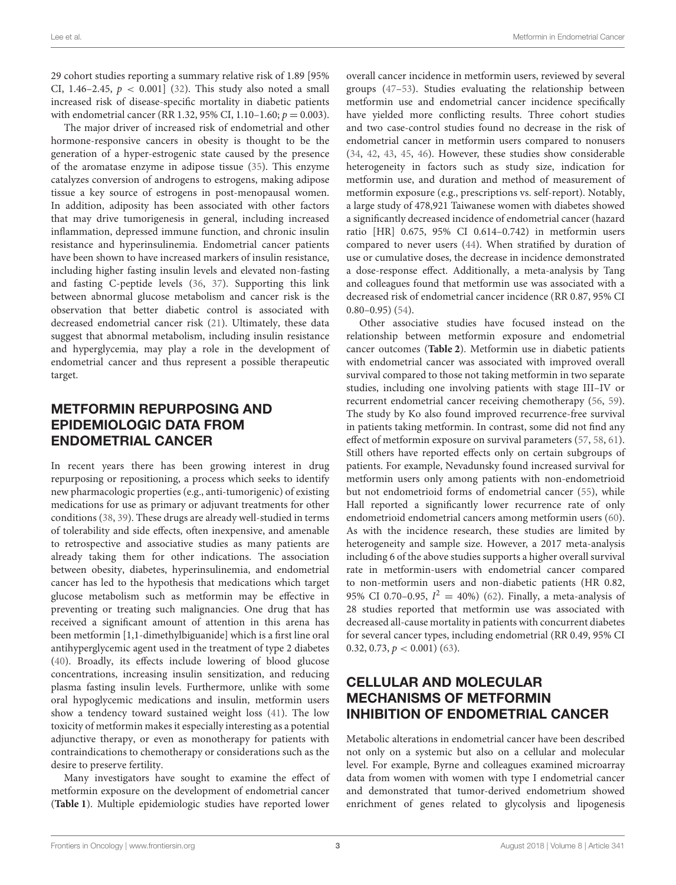29 cohort studies reporting a summary relative risk of 1.89 [95% CI, 1.46–2.45, $p < 0.001$] (32). This study also noted a small increased risk of disease-specific mortality in diabetic patients with endometrial cancer (RR 1.32, 95% CI, 1.10–1.60; $p = 0.003$).

The major driver of increased risk of endometrial and other hormone-responsive cancers in obesity is thought to be the generation of a hyper-estrogenic state caused by the presence of the aromatase enzyme in adipose tissue (35). This enzyme catalyzes conversion of androgens to estrogens, making adipose tissue a key source of estrogens in post-menopausal women. In addition, adiposity has been associated with other factors that may drive tumorigenesis in general, including increased inflammation, depressed immune function, and chronic insulin resistance and hyperinsulinemia. Endometrial cancer patients have been shown to have increased markers of insulin resistance, including higher fasting insulin levels and elevated non-fasting and fasting C-peptide levels (36, 37). Supporting this link between abnormal glucose metabolism and cancer risk is the observation that better diabetic control is associated with decreased endometrial cancer risk (21). Ultimately, these data suggest that abnormal metabolism, including insulin resistance and hyperglycemia, may play a role in the development of endometrial cancer and thus represent a possible therapeutic target.

## METFORMIN REPURPOSING AND EPIDEMIOLOGIC DATA FROM ENDOMETRIAL CANCER

In recent years there has been growing interest in drug repurposing or repositioning, a process which seeks to identify new pharmacologic properties (e.g., anti-tumorigenic) of existing medications for use as primary or adjuvant treatments for other conditions (38, 39). These drugs are already well-studied in terms of tolerability and side effects, often inexpensive, and amenable to retrospective and associative studies as many patients are already taking them for other indications. The association between obesity, diabetes, hyperinsulinemia, and endometrial cancer has led to the hypothesis that medications which target glucose metabolism such as metformin may be effective in preventing or treating such malignancies. One drug that has received a significant amount of attention in this arena has been metformin [1,1-dimethylbiguanide] which is a first line oral antihyperglycemic agent used in the treatment of type 2 diabetes (40). Broadly, its effects include lowering of blood glucose concentrations, increasing insulin sensitization, and reducing plasma fasting insulin levels. Furthermore, unlike with some oral hypoglycemic medications and insulin, metformin users show a tendency toward sustained weight loss (41). The low toxicity of metformin makes it especially interesting as a potential adjunctive therapy, or even as monotherapy for patients with contraindications to chemotherapy or considerations such as the desire to preserve fertility.

Many investigators have sought to examine the effect of metformin exposure on the development of endometrial cancer (**Table 1**). Multiple epidemiologic studies have reported lower overall cancer incidence in metformin users, reviewed by several groups (47–53). Studies evaluating the relationship between metformin use and endometrial cancer incidence specifically have yielded more conflicting results. Three cohort studies and two case-control studies found no decrease in the risk of endometrial cancer in metformin users compared to nonusers (34, 42, 43, 45, 46). However, these studies show considerable heterogeneity in factors such as study size, indication for metformin use, and duration and method of measurement of metformin exposure (e.g., prescriptions vs. self-report). Notably, a large study of 478,921 Taiwanese women with diabetes showed a significantly decreased incidence of endometrial cancer (hazard ratio [HR] 0.675, 95% CI 0.614–0.742) in metformin users compared to never users (44). When stratified by duration of use or cumulative doses, the decrease in incidence demonstrated a dose-response effect. Additionally, a meta-analysis by Tang and colleagues found that metformin use was associated with a decreased risk of endometrial cancer incidence (RR 0.87, 95% CI 0.80–0.95) (54).

Other associative studies have focused instead on the relationship between metformin exposure and endometrial cancer outcomes (**Table 2**). Metformin use in diabetic patients with endometrial cancer was associated with improved overall survival compared to those not taking metformin in two separate studies, including one involving patients with stage III–IV or recurrent endometrial cancer receiving chemotherapy (56, 59). The study by Ko also found improved recurrence-free survival in patients taking metformin. In contrast, some did not find any effect of metformin exposure on survival parameters (57, 58, 61). Still others have reported effects only on certain subgroups of patients. For example, Nevadunsky found increased survival for metformin users only among patients with non-endometrioid but not endometrioid forms of endometrial cancer (55), while Hall reported a significantly lower recurrence rate of only endometrioid endometrial cancers among metformin users (60). As with the incidence research, these studies are limited by heterogeneity and sample size. However, a 2017 meta-analysis including 6 of the above studies supports a higher overall survival rate in metformin-users with endometrial cancer compared to non-metformin users and non-diabetic patients (HR 0.82, 95% CI 0.70–0.95, $I^2 = 40\%$) (62). Finally, a meta-analysis of 28 studies reported that metformin use was associated with decreased all-cause mortality in patients with concurrent diabetes for several cancer types, including endometrial (RR 0.49, 95% CI 0.32, 0.73, $p < 0.001$) (63).

## CELLULAR AND MOLECULAR MECHANISMS OF METFORMIN INHIBITION OF ENDOMETRIAL CANCER

Metabolic alterations in endometrial cancer have been described not only on a systemic but also on a cellular and molecular level. For example, Byrne and colleagues examined microarray data from women with women with type I endometrial cancer and demonstrated that tumor-derived endometrium showed enrichment of genes related to glycolysis and lipogenesis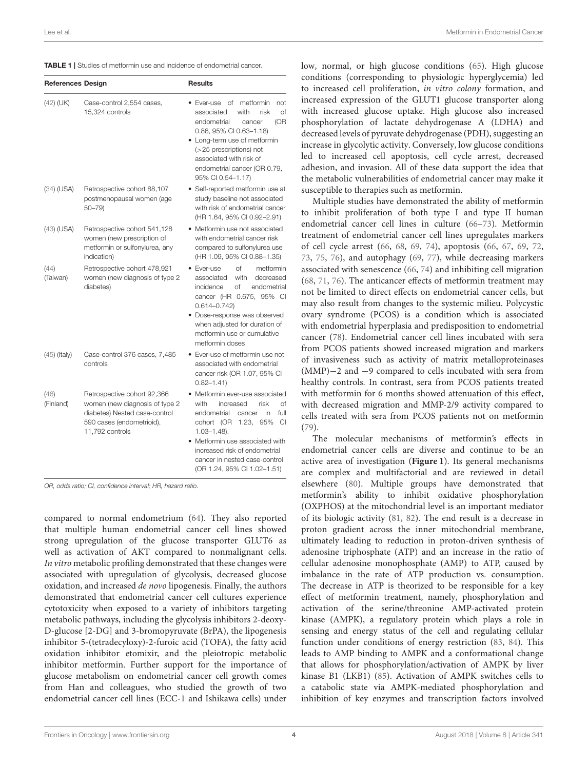**TABLE 1 |** Studies of metformin use and incidence of endometrial cancer.

| References | Design | Results |
|---|---|---|
| (42) (UK) | Case-control 2,554 cases, 15,324 controls | • Ever-use of metformin not associated with risk of endometrial cancer (OR 0.86, 95% CI 0.63–1.18)<br>• Long-term use of metformin (>25 prescriptions) not associated with risk of endometrial cancer (OR 0.79, 95% CI 0.54–1.17) |
| (34) (USA) | Retrospective cohort 88,107 postmenopausal women (age 50–79) | • Self-reported metformin use at study baseline not associated with risk of endometrial cancer (HR 1.64, 95% CI 0.92–2.91) |
| (43) (USA) | Retrospective cohort 541,128 women (new prescription of metformin or sulfonylurea, any indication) | • Metformin use not associated with endometrial cancer risk compared to sulfonylurea use (HR 1.09, 95% CI 0.88–1.35) |
| (44) (Taiwan) | Retrospective cohort 478,921 women (new diagnosis of type 2 diabetes) | • Ever-use of metformin associated with decreased incidence of endometrial cancer (HR 0.675, 95% CI 0.614–0.742)<br>• Dose-response was observed when adjusted for duration of metformin use or cumulative metformin doses |
| (45) (Italy) | Case-control 376 cases, 7,485 controls | • Ever-use of metformin use not associated with endometrial cancer risk (OR 1.07, 95% CI 0.82–1.41) |
| (46) (Finland) | Retrospective cohort 92,366 women (new diagnosis of type 2 diabetes) Nested case-control 590 cases (endometrioid), 11,792 controls | • Metformin ever-use associated with increased risk of endometrial cancer in full cohort (OR 1.23, 95% CI 1.03–1.48).<br>• Metformin use associated with increased risk of endometrial cancer in nested case-control (OR 1.24, 95% CI 1.02–1.51) |

*OR, odds ratio; CI, confidence interval; HR, hazard ratio.*

compared to normal endometrium (64). They also reported that multiple human endometrial cancer cell lines showed strong upregulation of the glucose transporter GLUT6 as well as activation of AKT compared to nonmalignant cells. *In vitro* metabolic profiling demonstrated that these changes were associated with upregulation of glycolysis, decreased glucose oxidation, and increased *de novo* lipogenesis. Finally, the authors demonstrated that endometrial cancer cell cultures experience cytotoxicity when exposed to a variety of inhibitors targeting metabolic pathways, including the glycolysis inhibitors 2-deoxy-D-glucose [2-DG] and 3-bromopyruvate (BrPA), the lipogenesis inhibitor 5-(tetradecyloxy)-2-furoic acid (TOFA), the fatty acid oxidation inhibitor etomixir, and the pleiotropic metabolic inhibitor metformin. Further support for the importance of glucose metabolism on endometrial cancer cell growth comes from Han and colleagues, who studied the growth of two endometrial cancer cell lines (ECC-1 and Ishikawa cells) under low, normal, or high glucose conditions (65). High glucose conditions (corresponding to physiologic hyperglycemia) led to increased cell proliferation, *in vitro colony* formation, and increased expression of the GLUT1 glucose transporter along with increased glucose uptake. High glucose also increased phosphorylation of lactate dehydrogenase A (LDHA) and decreased levels of pyruvate dehydrogenase (PDH), suggesting an increase in glycolytic activity. Conversely, low glucose conditions led to increased cell apoptosis, cell cycle arrest, decreased adhesion, and invasion. All of these data support the idea that the metabolic vulnerabilities of endometrial cancer may make it susceptible to therapies such as metformin.

Multiple studies have demonstrated the ability of metformin to inhibit proliferation of both type I and type II human endometrial cancer cell lines in culture (66–73). Metformin treatment of endometrial cancer cell lines upregulates markers of cell cycle arrest (66, 68, 69, 74), apoptosis (66, 67, 69, 72, 73, 75, 76), and autophagy (69, 77), while decreasing markers associated with senescence (66, 74) and inhibiting cell migration (68, 71, 76). The anticancer effects of metformin treatment may not be limited to direct effects on endometrial cancer cells, but may also result from changes to the systemic milieu. Polycystic ovary syndrome (PCOS) is a condition which is associated with endometrial hyperplasia and predisposition to endometrial cancer (78). Endometrial cancer cell lines incubated with sera from PCOS patients showed increased migration and markers of invasiveness such as activity of matrix metalloproteinases (MMP)−2 and −9 compared to cells incubated with sera from healthy controls. In contrast, sera from PCOS patients treated with metformin for 6 months showed attenuation of this effect, with decreased migration and MMP-2/9 activity compared to cells treated with sera from PCOS patients not on metformin (79).

The molecular mechanisms of metformin's effects in endometrial cancer cells are diverse and continue to be an active area of investigation (**Figure 1**). Its general mechanisms are complex and multifactorial and are reviewed in detail elsewhere (80). Multiple groups have demonstrated that metformin's ability to inhibit oxidative phosphorylation (OXPHOS) at the mitochondrial level is an important mediator of its biologic activity (81, 82). The end result is a decrease in proton gradient across the inner mitochondrial membrane, ultimately leading to reduction in proton-driven synthesis of adenosine triphosphate (ATP) and an increase in the ratio of cellular adenosine monophosphate (AMP) to ATP, caused by imbalance in the rate of ATP production vs. consumption. The decrease in ATP is theorized to be responsible for a key effect of metformin treatment, namely, phosphorylation and activation of the serine/threonine AMP-activated protein kinase (AMPK), a regulatory protein which plays a role in sensing and energy status of the cell and regulating cellular function under conditions of energy restriction (83, 84). This leads to AMP binding to AMPK and a conformational change that allows for phosphorylation/activation of AMPK by liver kinase B1 (LKB1) (85). Activation of AMPK switches cells to a catabolic state via AMPK-mediated phosphorylation and inhibition of key enzymes and transcription factors involved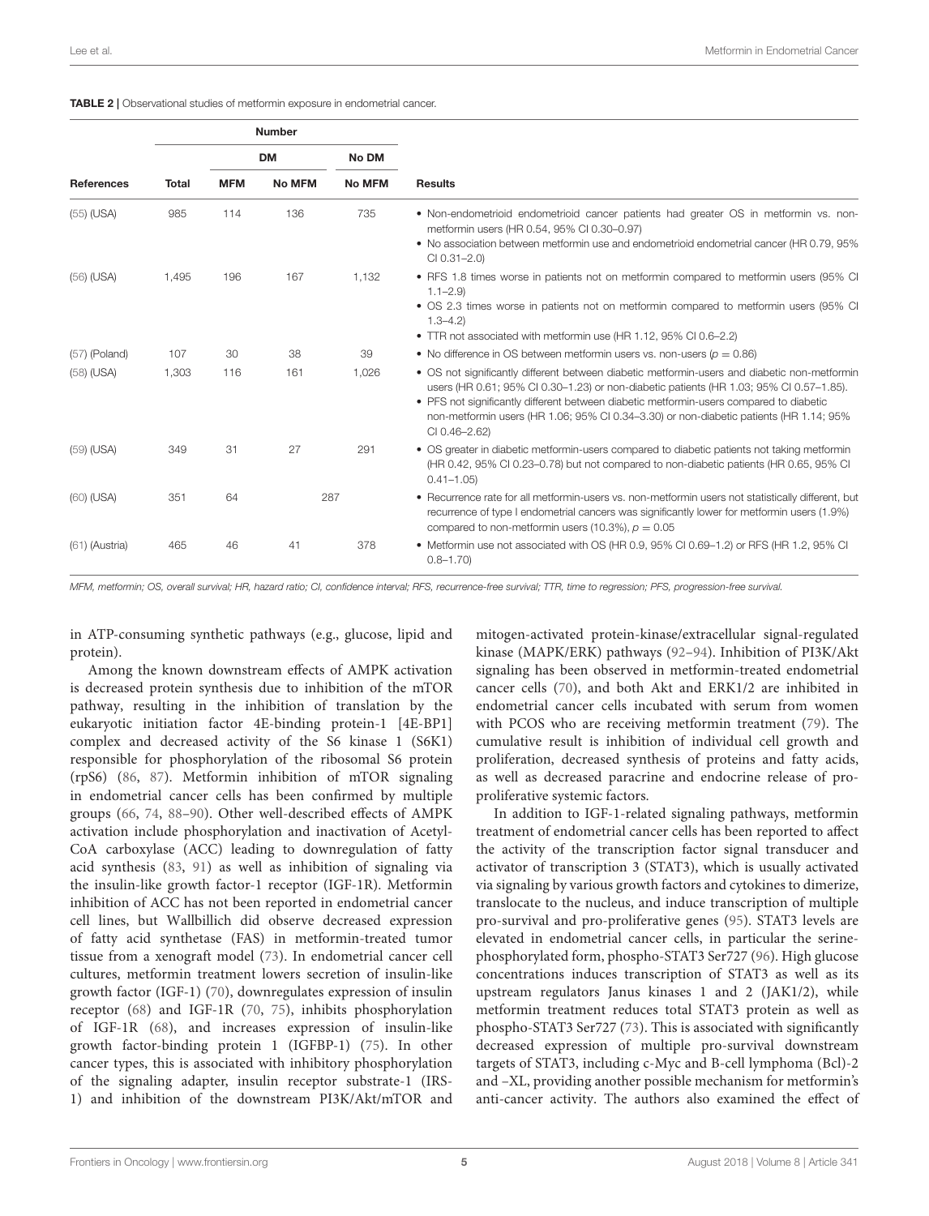**TABLE 2** | Observational studies of metformin exposure in endometrial cancer.

| References | Number | | | | Results |
|---|---|---|---|---|---|
| | | DM | | No DM | |
| | Total | MFM | No MFM | No MFM | |
| (55) (USA) | 985 | 114 | 136 | 735 | • Non-endometrioid endometrioid cancer patients had greater OS in metformin vs. non-metformin users (HR 0.54, 95% CI 0.30–0.97)<br>• No association between metformin use and endometrioid endometrial cancer (HR 0.79, 95% CI 0.31–2.0) |
| (56) (USA) | 1,495 | 196 | 167 | 1,132 | • RFS 1.8 times worse in patients not on metformin compared to metformin users (95% CI 1.1–2.9)<br>• OS 2.3 times worse in patients not on metformin compared to metformin users (95% CI 1.3–4.2)<br>• TTR not associated with metformin use (HR 1.12, 95% CI 0.6–2.2) |
| (57) (Poland) | 107 | 30 | 38 | 39 | • No difference in OS between metformin users vs. non-users ($p = 0.86$) |
| (58) (USA) | 1,303 | 116 | 161 | 1,026 | • OS not significantly different between diabetic metformin-users and diabetic non-metformin users (HR 0.61; 95% CI 0.30–1.23) or non-diabetic patients (HR 1.03; 95% CI 0.57–1.85).<br>• PFS not significantly different between diabetic metformin-users compared to diabetic non-metformin users (HR 1.06; 95% CI 0.34–3.30) or non-diabetic patients (HR 1.14; 95% CI 0.46–2.62) |
| (59) (USA) | 349 | 31 | 27 | 291 | • OS greater in diabetic metformin-users compared to diabetic patients not taking metformin (HR 0.42, 95% CI 0.23–0.78) but not compared to non-diabetic patients (HR 0.65, 95% CI 0.41–1.05) |
| (60) (USA) | 351 | 64 | 287 | | • Recurrence rate for all metformin-users vs. non-metformin users not statistically different, but recurrence of type I endometrial cancers was significantly lower for metformin users (1.9%) compared to non-metformin users (10.3%), $p = 0.05$ |
| (61) (Austria) | 465 | 46 | 41 | 378 | • Metformin use not associated with OS (HR 0.9, 95% CI 0.69–1.2) or RFS (HR 1.2, 95% CI 0.8–1.70) |

*MFM, metformin; OS, overall survival; HR, hazard ratio; CI, confidence interval; RFS, recurrence-free survival; TTR, time to regression; PFS, progression-free survival.*

in ATP-consuming synthetic pathways (e.g., glucose, lipid and protein).

Among the known downstream effects of AMPK activation is decreased protein synthesis due to inhibition of the mTOR pathway, resulting in the inhibition of translation by the eukaryotic initiation factor 4E-binding protein-1 [4E-BP1] complex and decreased activity of the S6 kinase 1 (S6K1) responsible for phosphorylation of the ribosomal S6 protein (rpS6) (86, 87). Metformin inhibition of mTOR signaling in endometrial cancer cells has been confirmed by multiple groups (66, 74, 88–90). Other well-described effects of AMPK activation include phosphorylation and inactivation of Acetyl-CoA carboxylase (ACC) leading to downregulation of fatty acid synthesis (83, 91) as well as inhibition of signaling via the insulin-like growth factor-1 receptor (IGF-1R). Metformin inhibition of ACC has not been reported in endometrial cancer cell lines, but Wallbillich did observe decreased expression of fatty acid synthetase (FAS) in metformin-treated tumor tissue from a xenograft model (73). In endometrial cancer cell cultures, metformin treatment lowers secretion of insulin-like growth factor (IGF-1) (70), downregulates expression of insulin receptor (68) and IGF-1R (70, 75), inhibits phosphorylation of IGF-1R (68), and increases expression of insulin-like growth factor-binding protein 1 (IGFBP-1) (75). In other cancer types, this is associated with inhibitory phosphorylation of the signaling adapter, insulin receptor substrate-1 (IRS-1) and inhibition of the downstream PI3K/Akt/mTOR and mitogen-activated protein-kinase/extracellular signal-regulated kinase (MAPK/ERK) pathways (92–94). Inhibition of PI3K/Akt signaling has been observed in metformin-treated endometrial cancer cells (70), and both Akt and ERK1/2 are inhibited in endometrial cancer cells incubated with serum from women with PCOS who are receiving metformin treatment (79). The cumulative result is inhibition of individual cell growth and proliferation, decreased synthesis of proteins and fatty acids, as well as decreased paracrine and endocrine release of pro-proliferative systemic factors.

In addition to IGF-1-related signaling pathways, metformin treatment of endometrial cancer cells has been reported to affect the activity of the transcription factor signal transducer and activator of transcription 3 (STAT3), which is usually activated via signaling by various growth factors and cytokines to dimerize, translocate to the nucleus, and induce transcription of multiple pro-survival and pro-proliferative genes (95). STAT3 levels are elevated in endometrial cancer cells, in particular the serine-phosphorylated form, phospho-STAT3 Ser727 (96). High glucose concentrations induces transcription of STAT3 as well as its upstream regulators Janus kinases 1 and 2 (JAK1/2), while metformin treatment reduces total STAT3 protein as well as phospho-STAT3 Ser727 (73). This is associated with significantly decreased expression of multiple pro-survival downstream targets of STAT3, including c-Myc and B-cell lymphoma (Bcl)-2 and –XL, providing another possible mechanism for metformin's anti-cancer activity. The authors also examined the effect of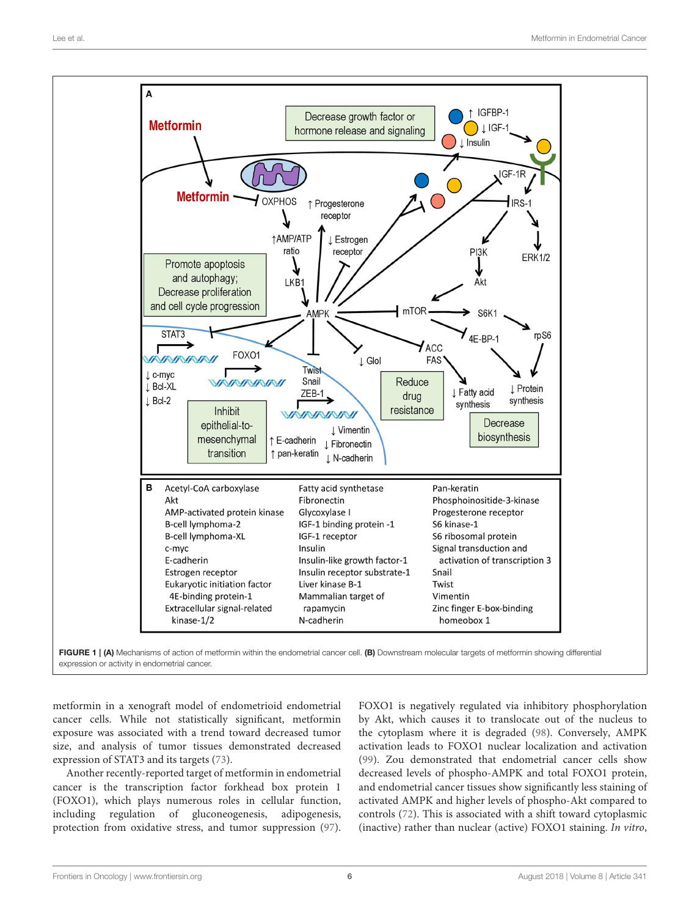**FIGURE 1 | (A)** Mechanisms of action of metformin within the endometrial cancer cell. **(B)** Downstream molecular targets of metformin showing differential expression or activity in endometrial cancer.

metformin in a xenograft model of endometrioid endometrial cancer cells. While not statistically significant, metformin exposure was associated with a trend toward decreased tumor size, and analysis of tumor tissues demonstrated decreased expression of STAT3 and its targets (73).

Another recently-reported target of metformin in endometrial cancer is the transcription factor forkhead box protein 1 (FOXO1), which plays numerous roles in cellular function, including regulation of gluconeogenesis, adipogenesis, protection from oxidative stress, and tumor suppression (97). FOXO1 is negatively regulated via inhibitory phosphorylation by Akt, which causes it to translocate out of the nucleus to the cytoplasm where it is degraded (98). Conversely, AMPK activation leads to FOXO1 nuclear localization and activation (99). Zou demonstrated that endometrial cancer cells show decreased levels of phospho-AMPK and total FOXO1 protein, and endometrial cancer tissues show significantly less staining of activated AMPK and higher levels of phospho-Akt compared to controls (72). This is associated with a shift toward cytoplasmic (inactive) rather than nuclear (active) FOXO1 staining. *In vitro*,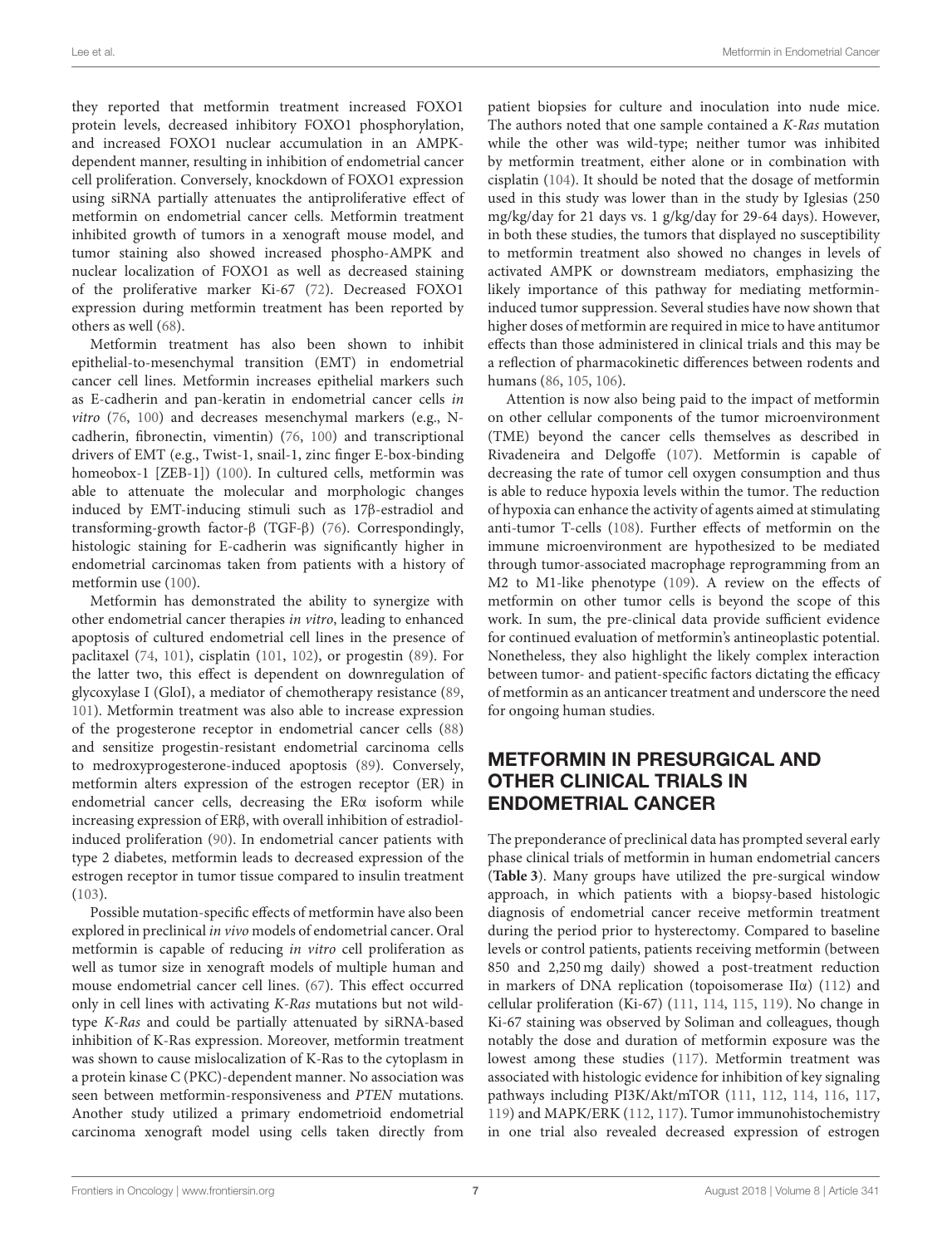they reported that metformin treatment increased FOXO1 protein levels, decreased inhibitory FOXO1 phosphorylation, and increased FOXO1 nuclear accumulation in an AMPK-dependent manner, resulting in inhibition of endometrial cancer cell proliferation. Conversely, knockdown of FOXO1 expression using siRNA partially attenuates the antiproliferative effect of metformin on endometrial cancer cells. Metformin treatment inhibited growth of tumors in a xenograft mouse model, and tumor staining also showed increased phospho-AMPK and nuclear localization of FOXO1 as well as decreased staining of the proliferative marker Ki-67 (72). Decreased FOXO1 expression during metformin treatment has been reported by others as well (68).

Metformin treatment has also been shown to inhibit epithelial-to-mesenchymal transition (EMT) in endometrial cancer cell lines. Metformin increases epithelial markers such as E-cadherin and pan-keratin in endometrial cancer cells *in vitro* (76, 100) and decreases mesenchymal markers (e.g., N-cadherin, fibronectin, vimentin) (76, 100) and transcriptional drivers of EMT (e.g., Twist-1, snail-1, zinc finger E-box-binding homeobox-1 [ZEB-1]) (100). In cultured cells, metformin was able to attenuate the molecular and morphologic changes induced by EMT-inducing stimuli such as 17β-estradiol and transforming-growth factor-β (TGF-β) (76). Correspondingly, histologic staining for E-cadherin was significantly higher in endometrial carcinomas taken from patients with a history of metformin use (100).

Metformin has demonstrated the ability to synergize with other endometrial cancer therapies *in vitro*, leading to enhanced apoptosis of cultured endometrial cell lines in the presence of paclitaxel (74, 101), cisplatin (101, 102), or progestin (89). For the latter two, this effect is dependent on downregulation of glycoxylase I (GloI), a mediator of chemotherapy resistance (89, 101). Metformin treatment was also able to increase expression of the progesterone receptor in endometrial cancer cells (88) and sensitize progestin-resistant endometrial carcinoma cells to medroxyprogesterone-induced apoptosis (89). Conversely, metformin alters expression of the estrogen receptor (ER) in endometrial cancer cells, decreasing the ERα isoform while increasing expression of ERβ, with overall inhibition of estradiol-induced proliferation (90). In endometrial cancer patients with type 2 diabetes, metformin leads to decreased expression of the estrogen receptor in tumor tissue compared to insulin treatment (103).

Possible mutation-specific effects of metformin have also been explored in preclinical *in vivo* models of endometrial cancer. Oral metformin is capable of reducing *in vitro* cell proliferation as well as tumor size in xenograft models of multiple human and mouse endometrial cancer cell lines. (67). This effect occurred only in cell lines with activating *K-Ras* mutations but not wild-type *K-Ras* and could be partially attenuated by siRNA-based inhibition of K-Ras expression. Moreover, metformin treatment was shown to cause mislocalization of K-Ras to the cytoplasm in a protein kinase C (PKC)-dependent manner. No association was seen between metformin-responsiveness and *PTEN* mutations. Another study utilized a primary endometrioid endometrial carcinoma xenograft model using cells taken directly from patient biopsies for culture and inoculation into nude mice. The authors noted that one sample contained a *K-Ras* mutation while the other was wild-type; neither tumor was inhibited by metformin treatment, either alone or in combination with cisplatin (104). It should be noted that the dosage of metformin used in this study was lower than in the study by Iglesias (250 mg/kg/day for 21 days vs. 1 g/kg/day for 29-64 days). However, in both these studies, the tumors that displayed no susceptibility to metformin treatment also showed no changes in levels of activated AMPK or downstream mediators, emphasizing the likely importance of this pathway for mediating metformin-induced tumor suppression. Several studies have now shown that higher doses of metformin are required in mice to have antitumor effects than those administered in clinical trials and this may be a reflection of pharmacokinetic differences between rodents and humans (86, 105, 106).

Attention is now also being paid to the impact of metformin on other cellular components of the tumor microenvironment (TME) beyond the cancer cells themselves as described in Rivadeneira and Delgoffe (107). Metformin is capable of decreasing the rate of tumor cell oxygen consumption and thus is able to reduce hypoxia levels within the tumor. The reduction of hypoxia can enhance the activity of agents aimed at stimulating anti-tumor T-cells (108). Further effects of metformin on the immune microenvironment are hypothesized to be mediated through tumor-associated macrophage reprogramming from an M2 to M1-like phenotype (109). A review on the effects of metformin on other tumor cells is beyond the scope of this work. In sum, the pre-clinical data provide sufficient evidence for continued evaluation of metformin's antineoplastic potential. Nonetheless, they also highlight the likely complex interaction between tumor- and patient-specific factors dictating the efficacy of metformin as an anticancer treatment and underscore the need for ongoing human studies.

## METFORMIN IN PRESURGICAL AND OTHER CLINICAL TRIALS IN ENDOMETRIAL CANCER

The preponderance of preclinical data has prompted several early phase clinical trials of metformin in human endometrial cancers (**Table 3**). Many groups have utilized the pre-surgical window approach, in which patients with a biopsy-based histologic diagnosis of endometrial cancer receive metformin treatment during the period prior to hysterectomy. Compared to baseline levels or control patients, patients receiving metformin (between 850 and 2,250 mg daily) showed a post-treatment reduction in markers of DNA replication (topoisomerase IIα) (112) and cellular proliferation (Ki-67) (111, 114, 115, 119). No change in Ki-67 staining was observed by Soliman and colleagues, though notably the dose and duration of metformin exposure was the lowest among these studies (117). Metformin treatment was associated with histologic evidence for inhibition of key signaling pathways including PI3K/Akt/mTOR (111, 112, 114, 116, 117, 119) and MAPK/ERK (112, 117). Tumor immunohistochemistry in one trial also revealed decreased expression of estrogen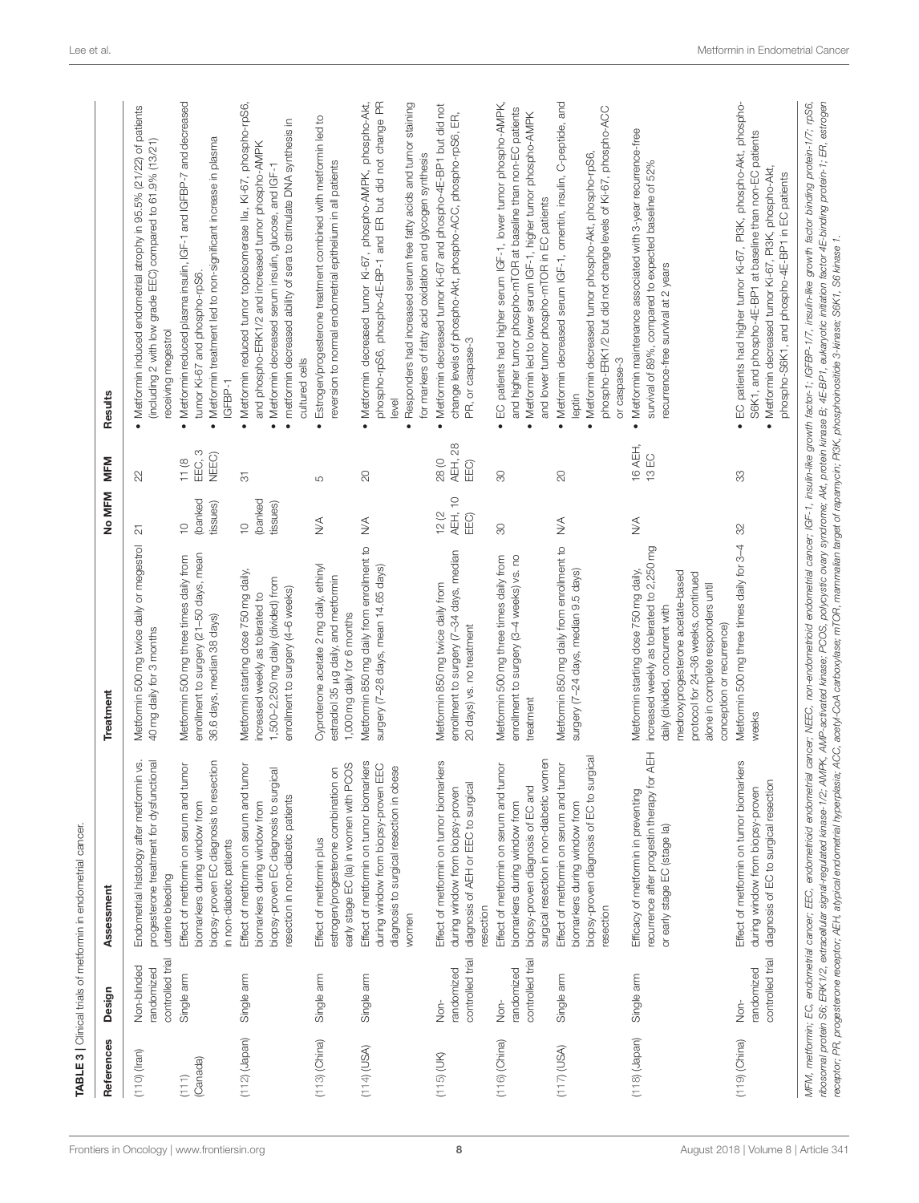**TABLE 3** | Clinical trials of metformin in endometrial cancer.

| References | Design | Assessment | Treatment | No MFM | MFM | Results |
|---|---|---|---|---|---|---|
| (110) (Iran) | Non-blinded randomized controlled trial | Endometrial histology after metformin vs. progesterone treatment for dysfunctional uterine bleeding | Metformin 500 mg twice daily or megestrol 40 mg daily for 3 months | 21 | 22 | • Metformin induced endometrial atrophy in 95.5% (21/22) of patients (including 2 with low grade EEC) compared to 61.9% (13/21) receiving megestrol |
| (111) (Canada) | Single arm | Effect of metformin on serum and tumor biomarkers during window from biopsy-proven EC diagnosis to resection in non-diabetic patients | Metformin 500 mg three times daily from enrollment to surgery (21–50 days, mean 36.6 days, median 38 days) | 10 (banked tissues) | 11 (8 EEC, 3 NEEC) | • Metformin reduced plasma insulin, IGF-1 and IGFBP-7 and decreased tumor Ki-67 and phospho-rpS6.<br>• Metformin treatment led to non-significant increase in plasma IGFBP-1 |
| (112) (Japan) | Single arm | Effect of metformin on serum and tumor biomarkers during window from biopsy-proven EC diagnosis to surgical resection in non-diabetic patients | Metformin starting dose 750 mg daily, increased weekly as tolerated to 1,500–2,250 mg daily (divided) from enrollment to surgery (4–6 weeks) | 10 (banked tissues) | 31 | • Metformin reduced tumor topoisomerase IIα, Ki-67, phospho-rpS6, and phospho-ERK1/2 and increased tumor phospho-AMPK<br>• Metformin decreased serum insulin, glucose, and IGF-1<br>• metformin decreased ability of sera to stimulate DNA synthesis in cultured cells |
| (113) (China) | Single arm | Effect of metformin plus estrogen/progesterone combination on early stage EC (Ia) in women with PCOS | Cyproterone acetate 2 mg daily, ethinyl estradiol 35 μg daily, and metformin 1,000 mg daily for 6 months | N/A | 5 | • Estrogen/progesterone treatment combined with metformin led to reversion to normal endometrial epithelium in all patients |
| (114) (USA) | Single arm | Effect of metformin on tumor biomarkers during window from biopsy-proven EEC diagnosis to surgical resection in obese women | Metformin 850 mg daily from enrollment to surgery (7–28 days, mean 14.65 days) | N/A | 20 | • Metformin decreased tumor Ki-67, phospho-AMPK, phospho-Akt, phospho-rpS6, phospho-4E-BP-1 and ER but did not change PR level<br>• Responders had increased serum free fatty acids and tumor staining for markers of fatty acid oxidation and glycogen synthesis |
| (115) (UK) | Non-randomized controlled trial | Effect of metformin on tumor biomarkers during window from biopsy-proven diagnosis of AEH or EEC to surgical resection | Metformin 850 mg twice daily from enrollment to surgery (7–34 days, median 20 days) vs. no treatment | 12 (2 AEH, 10 EEC) | 28 (0 AEH, 28 EEC) | • Metformin decreased tumor Ki-67 and phospho-4E-BP1 but did not change levels of phospho-Akt, phospho-ACC, phospho-rpS6, ER, PR, or caspase-3 |
| (116) (China) | Non-randomized controlled trial | Effect of metformin on serum and tumor biomarkers during window from biopsy-proven diagnosis of EC and surgical resection in non-diabetic women | Metformin 500 mg three times daily from enrollment to surgery (3–4 weeks) vs. no treatment | 30 | 30 | • EC patients had higher serum IGF-1, lower tumor phospho-AMPK, and higher tumor phospho-mTOR at baseline than non-EC patients<br>• Metformin led to lower serum IGF-1, higher tumor phospho-AMPK and lower tumor phospho-mTOR in EC patients |
| (117) (USA) | Single arm | Effect of metformin on serum and tumor biomarkers during window from biopsy-proven diagnosis of EC to surgical resection | Metformin 850 mg daily from enrollment to surgery (7–24 days, median 9.5 days) | N/A | 20 | • Metformin decreased serum IGF-1, omentin, insulin, C-peptide, and leptin<br>• Metformin decreased tumor phospho-Akt, phospho-rpS6, phospho-ERK1/2 but did not change levels of Ki-67, phospho-ACC or caspase-3 |
| (118) (Japan) | Single arm | Efficacy of metformin in preventing recurrence after progestin therapy for AEH or early stage EC (stage Ia) | Metformin starting dose 750 mg daily, increased weekly as tolerated to 2,250 mg daily (divided, concurrent with medroxyprogesterone acetate-based protocol for 24–36 weeks, continued alone in complete responders until conception or recurrence) | N/A | 16 AEH, 13 EC | • Metformin maintenance associated with 3-year recurrence-free survival of 89%, compared to expected baseline of 52% recurrence-free survival at 2 years |
| (119) (China) | Non-randomized controlled trial | Effect of metformin on tumor biomarkers during window from biopsy-proven diagnosis of EC to surgical resection | Metformin 500 mg three times daily for 3–4 weeks | 32 | 33 | • EC patients had higher tumor Ki-67, PI3K, phospho-Akt, phospho-S6K1, and phospho-4E-BP1 at baseline than non-EC patients<br>• Metformin decreased tumor Ki-67, PI3K, phospho-Akt, phospho-S6K1, and phospho-4E-BP1 in EC patients |

*MFM, metformin; EC, endometrial cancer; EEC, endometrioid endometrial cancer; NEEC, non-endometrioid endometrial cancer; IGF-1, insulin-like growth factor-1; IGFBP-1/7, insulin-like growth factor binding protein-1/7; rpS6, ribosomal protein S6; ERK1/2, extracellular signal-regulated kinase-1/2; AMPK, AMP-activated kinase; PCOS, polycystic ovary syndrome; Akt, protein kinase B; 4E-BP1, eukaryotic initiation factor 4E-binding protein-1; ER, estrogen receptor; PR, progesterone receptor; AEH, atypical endometrial hyperplasia; ACC, acetyl-CoA carboxylase; mTOR, mammalian target of rapamycin; PI3K, phosphoinositide 3-kinase; S6K1, S6 kinase 1.*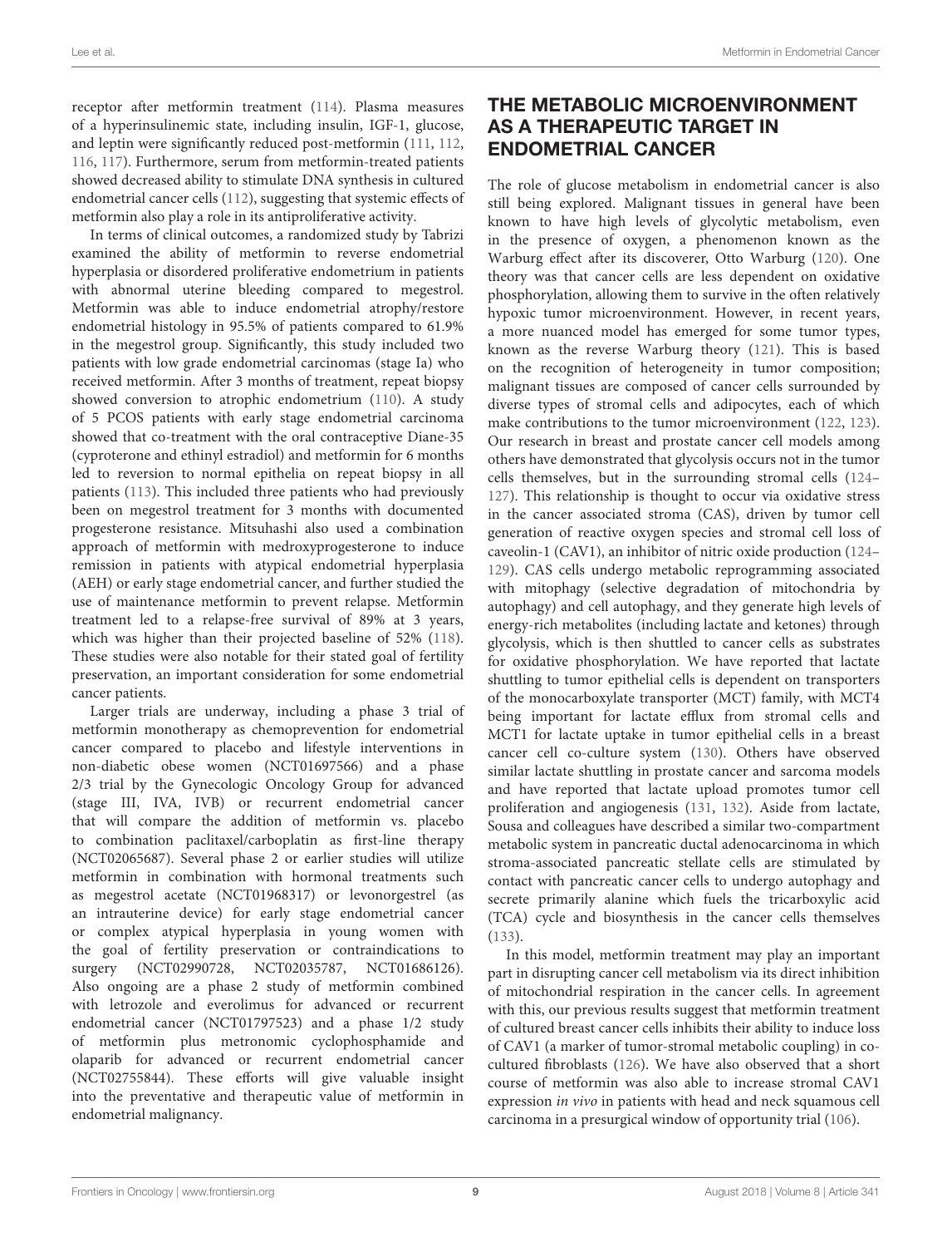receptor after metformin treatment (114). Plasma measures of a hyperinsulinemic state, including insulin, IGF-1, glucose, and leptin were significantly reduced post-metformin (111, 112, 116, 117). Furthermore, serum from metformin-treated patients showed decreased ability to stimulate DNA synthesis in cultured endometrial cancer cells (112), suggesting that systemic effects of metformin also play a role in its antiproliferative activity.

In terms of clinical outcomes, a randomized study by Tabrizi examined the ability of metformin to reverse endometrial hyperplasia or disordered proliferative endometrium in patients with abnormal uterine bleeding compared to megestrol. Metformin was able to induce endometrial atrophy/restore endometrial histology in 95.5% of patients compared to 61.9% in the megestrol group. Significantly, this study included two patients with low grade endometrial carcinomas (stage Ia) who received metformin. After 3 months of treatment, repeat biopsy showed conversion to atrophic endometrium (110). A study of 5 PCOS patients with early stage endometrial carcinoma showed that co-treatment with the oral contraceptive Diane-35 (cyproterone and ethinyl estradiol) and metformin for 6 months led to reversion to normal epithelia on repeat biopsy in all patients (113). This included three patients who had previously been on megestrol treatment for 3 months with documented progesterone resistance. Mitsuhashi also used a combination approach of metformin with medroxyprogesterone to induce remission in patients with atypical endometrial hyperplasia (AEH) or early stage endometrial cancer, and further studied the use of maintenance metformin to prevent relapse. Metformin treatment led to a relapse-free survival of 89% at 3 years, which was higher than their projected baseline of 52% (118). These studies were also notable for their stated goal of fertility preservation, an important consideration for some endometrial cancer patients.

Larger trials are underway, including a phase 3 trial of metformin monotherapy as chemoprevention for endometrial cancer compared to placebo and lifestyle interventions in non-diabetic obese women (NCT01697566) and a phase 2/3 trial by the Gynecologic Oncology Group for advanced (stage III, IVA, IVB) or recurrent endometrial cancer that will compare the addition of metformin vs. placebo to combination paclitaxel/carboplatin as first-line therapy (NCT02065687). Several phase 2 or earlier studies will utilize metformin in combination with hormonal treatments such as megestrol acetate (NCT01968317) or levonorgestrel (as an intrauterine device) for early stage endometrial cancer or complex atypical hyperplasia in young women with the goal of fertility preservation or contraindications to surgery (NCT02990728, NCT02035787, NCT01686126). Also ongoing are a phase 2 study of metformin combined with letrozole and everolimus for advanced or recurrent endometrial cancer (NCT01797523) and a phase 1/2 study of metformin plus metronomic cyclophosphamide and olaparib for advanced or recurrent endometrial cancer (NCT02755844). These efforts will give valuable insight into the preventative and therapeutic value of metformin in endometrial malignancy.

## THE METABOLIC MICROENVIRONMENT AS A THERAPEUTIC TARGET IN ENDOMETRIAL CANCER

The role of glucose metabolism in endometrial cancer is also still being explored. Malignant tissues in general have been known to have high levels of glycolytic metabolism, even in the presence of oxygen, a phenomenon known as the Warburg effect after its discoverer, Otto Warburg (120). One theory was that cancer cells are less dependent on oxidative phosphorylation, allowing them to survive in the often relatively hypoxic tumor microenvironment. However, in recent years, a more nuanced model has emerged for some tumor types, known as the reverse Warburg theory (121). This is based on the recognition of heterogeneity in tumor composition; malignant tissues are composed of cancer cells surrounded by diverse types of stromal cells and adipocytes, each of which make contributions to the tumor microenvironment (122, 123). Our research in breast and prostate cancer cell models among others have demonstrated that glycolysis occurs not in the tumor cells themselves, but in the surrounding stromal cells (124–127). This relationship is thought to occur via oxidative stress in the cancer associated stroma (CAS), driven by tumor cell generation of reactive oxygen species and stromal cell loss of caveolin-1 (CAV1), an inhibitor of nitric oxide production (124–129). CAS cells undergo metabolic reprogramming associated with mitophagy (selective degradation of mitochondria by autophagy) and cell autophagy, and they generate high levels of energy-rich metabolites (including lactate and ketones) through glycolysis, which is then shuttled to cancer cells as substrates for oxidative phosphorylation. We have reported that lactate shuttling to tumor epithelial cells is dependent on transporters of the monocarboxylate transporter (MCT) family, with MCT4 being important for lactate efflux from stromal cells and MCT1 for lactate uptake in tumor epithelial cells in a breast cancer cell co-culture system (130). Others have observed similar lactate shuttling in prostate cancer and sarcoma models and have reported that lactate upload promotes tumor cell proliferation and angiogenesis (131, 132). Aside from lactate, Sousa and colleagues have described a similar two-compartment metabolic system in pancreatic ductal adenocarcinoma in which stroma-associated pancreatic stellate cells are stimulated by contact with pancreatic cancer cells to undergo autophagy and secrete primarily alanine which fuels the tricarboxylic acid (TCA) cycle and biosynthesis in the cancer cells themselves (133).

In this model, metformin treatment may play an important part in disrupting cancer cell metabolism via its direct inhibition of mitochondrial respiration in the cancer cells. In agreement with this, our previous results suggest that metformin treatment of cultured breast cancer cells inhibits their ability to induce loss of CAV1 (a marker of tumor-stromal metabolic coupling) in co-cultured fibroblasts (126). We have also observed that a short course of metformin was also able to increase stromal CAV1 expression *in vivo* in patients with head and neck squamous cell carcinoma in a presurgical window of opportunity trial (106).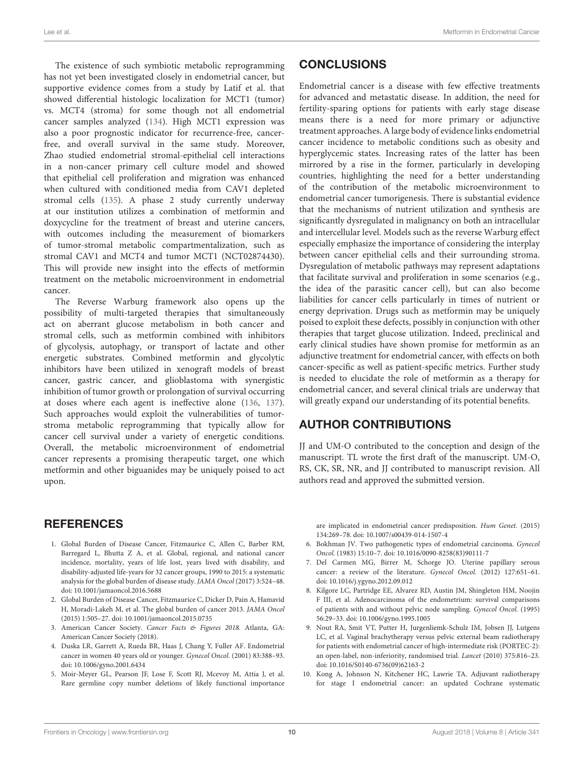The existence of such symbiotic metabolic reprogramming has not yet been investigated closely in endometrial cancer, but supportive evidence comes from a study by Latif et al. that showed differential histologic localization for MCT1 (tumor) vs. MCT4 (stroma) for some though not all endometrial cancer samples analyzed (134). High MCT1 expression was also a poor prognostic indicator for recurrence-free, cancer-free, and overall survival in the same study. Moreover, Zhao studied endometrial stromal-epithelial cell interactions in a non-cancer primary cell culture model and showed that epithelial cell proliferation and migration was enhanced when cultured with conditioned media from CAV1 depleted stromal cells (135). A phase 2 study currently underway at our institution utilizes a combination of metformin and doxycycline for the treatment of breast and uterine cancers, with outcomes including the measurement of biomarkers of tumor-stromal metabolic compartmentalization, such as stromal CAV1 and MCT4 and tumor MCT1 (NCT02874430). This will provide new insight into the effects of metformin treatment on the metabolic microenvironment in endometrial cancer.

The Reverse Warburg framework also opens up the possibility of multi-targeted therapies that simultaneously act on aberrant glucose metabolism in both cancer and stromal cells, such as metformin combined with inhibitors of glycolysis, autophagy, or transport of lactate and other energetic substrates. Combined metformin and glycolytic inhibitors have been utilized in xenograft models of breast cancer, gastric cancer, and glioblastoma with synergistic inhibition of tumor growth or prolongation of survival occurring at doses where each agent is ineffective alone (136, 137). Such approaches would exploit the vulnerabilities of tumor-stroma metabolic reprogramming that typically allow for cancer cell survival under a variety of energetic conditions. Overall, the metabolic microenvironment of endometrial cancer represents a promising therapeutic target, one which metformin and other biguanides may be uniquely poised to act upon.

## CONCLUSIONS

Endometrial cancer is a disease with few effective treatments for advanced and metastatic disease. In addition, the need for fertility-sparing options for patients with early stage disease means there is a need for more primary or adjunctive treatment approaches. A large body of evidence links endometrial cancer incidence to metabolic conditions such as obesity and hyperglycemic states. Increasing rates of the latter has been mirrored by a rise in the former, particularly in developing countries, highlighting the need for a better understanding of the contribution of the metabolic microenvironment to endometrial cancer tumorigenesis. There is substantial evidence that the mechanisms of nutrient utilization and synthesis are significantly dysregulated in malignancy on both an intracellular and intercellular level. Models such as the reverse Warburg effect especially emphasize the importance of considering the interplay between cancer epithelial cells and their surrounding stroma. Dysregulation of metabolic pathways may represent adaptations that facilitate survival and proliferation in some scenarios (e.g., the idea of the parasitic cancer cell), but can also become liabilities for cancer cells particularly in times of nutrient or energy deprivation. Drugs such as metformin may be uniquely poised to exploit these defects, possibly in conjunction with other therapies that target glucose utilization. Indeed, preclinical and early clinical studies have shown promise for metformin as an adjunctive treatment for endometrial cancer, with effects on both cancer-specific as well as patient-specific metrics. Further study is needed to elucidate the role of metformin as a therapy for endometrial cancer, and several clinical trials are underway that will greatly expand our understanding of its potential benefits.

## AUTHOR CONTRIBUTIONS

JJ and UM-O contributed to the conception and design of the manuscript. TL wrote the first draft of the manuscript. UM-O, RS, CK, SR, NR, and JJ contributed to manuscript revision. All authors read and approved the submitted version.

## REFERENCES

1. Global Burden of Disease Cancer, Fitzmaurice C, Allen C, Barber RM, Barregard L, Bhutta Z A, et al. Global, regional, and national cancer incidence, mortality, years of life lost, years lived with disability, and disability-adjusted life-years for 32 cancer groups, 1990 to 2015: a systematic analysis for the global burden of disease study. *JAMA Oncol* (2017) 3:524–48. doi: 10.1001/jamaoncol.2016.5688
2. Global Burden of Disease Cancer, Fitzmaurice C, Dicker D, Pain A, Hamavid H, Moradi-Lakeh M, et al. The global burden of cancer 2013. *JAMA Oncol* (2015) 1:505–27. doi: 10.1001/jamaoncol.2015.0735
3. American Cancer Society. *Cancer Facts & Figures 2018*. Atlanta, GA: American Cancer Society (2018).
4. Duska LR, Garrett A, Rueda BR, Haas J, Chang Y, Fuller AF. Endometrial cancer in women 40 years old or younger. *Gynecol Oncol.* (2001) 83:388–93. doi: 10.1006/gyno.2001.6434
5. Moir-Meyer GL, Pearson JF, Lose F, Scott RJ, Mcevoy M, Attia J, et al. Rare germline copy number deletions of likely functional importance are implicated in endometrial cancer predisposition. *Hum Genet.* (2015) 134:269–78. doi: 10.1007/s00439-014-1507-4
6. Bokhman JV. Two pathogenetic types of endometrial carcinoma. *Gynecol Oncol.* (1983) 15:10–7. doi: 10.1016/0090-8258(83)90111-7
7. Del Carmen MG, Birrer M, Schorge JO. Uterine papillary serous cancer: a review of the literature. *Gynecol Oncol.* (2012) 127:651–61. doi: 10.1016/j.ygyno.2012.09.012
8. Kilgore LC, Partridge EE, Alvarez RD, Austin JM, Shingleton HM, Noojin F III, et al. Adenocarcinoma of the endometrium: survival comparisons of patients with and without pelvic node sampling. *Gynecol Oncol.* (1995) 56:29–33. doi: 10.1006/gyno.1995.1005
9. Nout RA, Smit VT, Putter H, Jurgenliemk-Schulz IM, Jobsen JJ, Lutgens LC, et al. Vaginal brachytherapy versus pelvic external beam radiotherapy for patients with endometrial cancer of high-intermediate risk (PORTEC-2): an open-label, non-inferiority, randomised trial. *Lancet* (2010) 375:816–23. doi: 10.1016/S0140-6736(09)62163-2
10. Kong A, Johnson N, Kitchener HC, Lawrie TA. Adjuvant radiotherapy for stage I endometrial cancer: an updated Cochrane systematic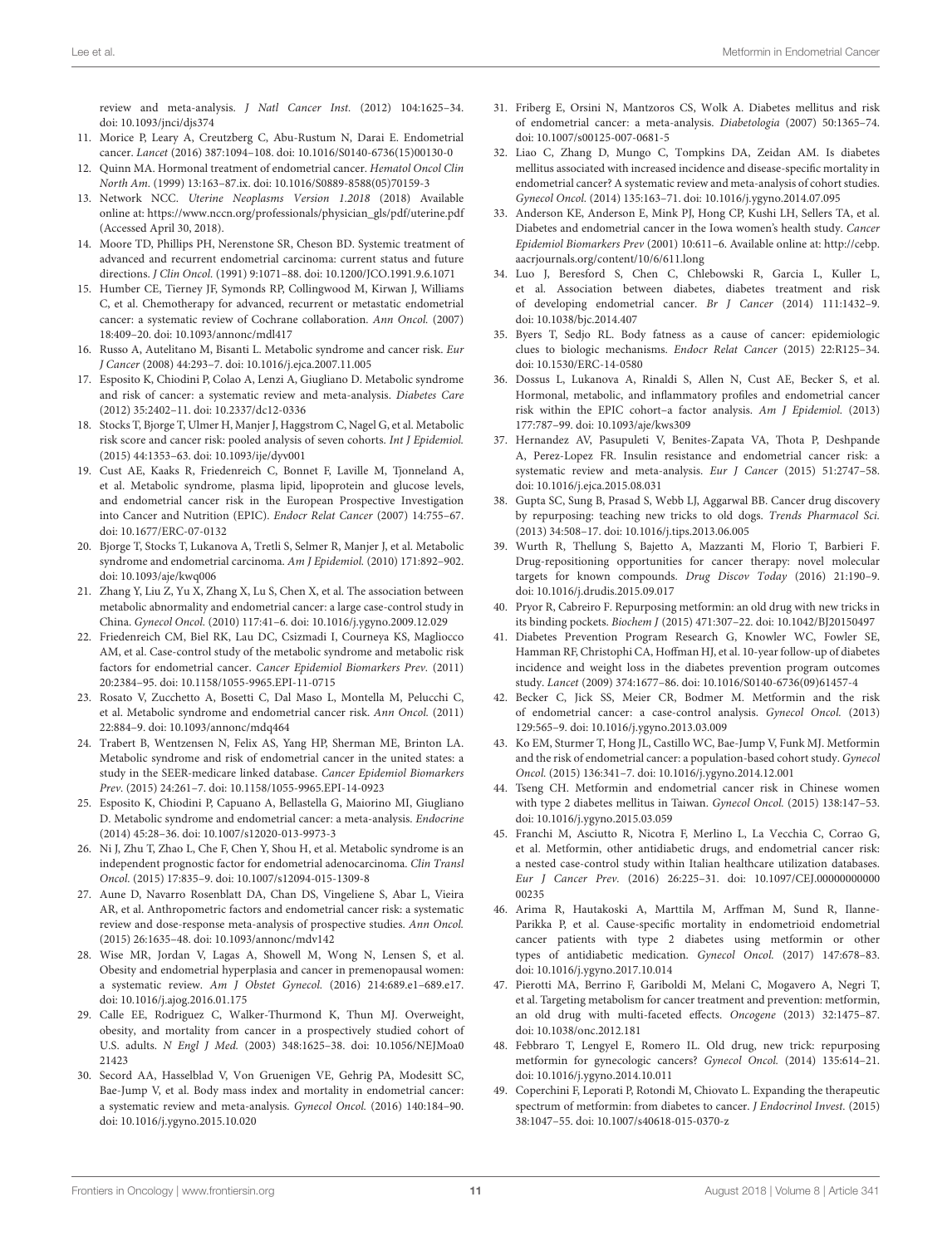review and meta-analysis. *J Natl Cancer Inst.* (2012) 104:1625–34. doi: 10.1093/jnci/djs374

11. Morice P, Leary A, Creutzberg C, Abu-Rustum N, Darai E. Endometrial cancer. *Lancet* (2016) 387:1094–108. doi: 10.1016/S0140-6736(15)00130-0
12. Quinn MA. Hormonal treatment of endometrial cancer. *Hematol Oncol Clin North Am.* (1999) 13:163–87.ix. doi: 10.1016/S0889-8588(05)70159-3
13. Network NCC. *Uterine Neoplasms Version 1.2018* (2018) Available online at: https://www.nccn.org/professionals/physician_gls/pdf/uterine.pdf (Accessed April 30, 2018).
14. Moore TD, Phillips PH, Nerenstone SR, Cheson BD. Systemic treatment of advanced and recurrent endometrial carcinoma: current status and future directions. *J Clin Oncol.* (1991) 9:1071–88. doi: 10.1200/JCO.1991.9.6.1071
15. Humber CE, Tierney JF, Symonds RP, Collingwood M, Kirwan J, Williams C, et al. Chemotherapy for advanced, recurrent or metastatic endometrial cancer: a systematic review of Cochrane collaboration. *Ann Oncol.* (2007) 18:409–20. doi: 10.1093/annonc/mdl417
16. Russo A, Autelitano M, Bisanti L. Metabolic syndrome and cancer risk. *Eur J Cancer* (2008) 44:293–7. doi: 10.1016/j.ejca.2007.11.005
17. Esposito K, Chiodini P, Colao A, Lenzi A, Giugliano D. Metabolic syndrome and risk of cancer: a systematic review and meta-analysis. *Diabetes Care* (2012) 35:2402–11. doi: 10.2337/dc12-0336
18. Stocks T, Bjorge T, Ulmer H, Manjer J, Haggstrom C, Nagel G, et al. Metabolic risk score and cancer risk: pooled analysis of seven cohorts. *Int J Epidemiol.* (2015) 44:1353–63. doi: 10.1093/ije/dyv001
19. Cust AE, Kaaks R, Friedenreich C, Bonnet F, Laville M, Tjonneland A, et al. Metabolic syndrome, plasma lipid, lipoprotein and glucose levels, and endometrial cancer risk in the European Prospective Investigation into Cancer and Nutrition (EPIC). *Endocr Relat Cancer* (2007) 14:755–67. doi: 10.1677/ERC-07-0132
20. Bjorge T, Stocks T, Lukanova A, Tretli S, Selmer R, Manjer J, et al. Metabolic syndrome and endometrial carcinoma. *Am J Epidemiol.* (2010) 171:892–902. doi: 10.1093/aje/kwq006
21. Zhang Y, Liu Z, Yu X, Zhang X, Lu S, Chen X, et al. The association between metabolic abnormality and endometrial cancer: a large case-control study in China. *Gynecol Oncol.* (2010) 117:41–6. doi: 10.1016/j.ygyno.2009.12.029
22. Friedenreich CM, Biel RK, Lau DC, Csizmadi I, Courneya KS, Magliocco AM, et al. Case-control study of the metabolic syndrome and metabolic risk factors for endometrial cancer. *Cancer Epidemiol Biomarkers Prev.* (2011) 20:2384–95. doi: 10.1158/1055-9965.EPI-11-0715
23. Rosato V, Zucchetto A, Bosetti C, Dal Maso L, Montella M, Pelucchi C, et al. Metabolic syndrome and endometrial cancer risk. *Ann Oncol.* (2011) 22:884–9. doi: 10.1093/annonc/mdq464
24. Trabert B, Wentzensen N, Felix AS, Yang HP, Sherman ME, Brinton LA. Metabolic syndrome and risk of endometrial cancer in the united states: a study in the SEER-medicare linked database. *Cancer Epidemiol Biomarkers Prev.* (2015) 24:261–7. doi: 10.1158/1055-9965.EPI-14-0923
25. Esposito K, Chiodini P, Capuano A, Bellastella G, Maiorino MI, Giugliano D. Metabolic syndrome and endometrial cancer: a meta-analysis. *Endocrine* (2014) 45:28–36. doi: 10.1007/s12020-013-9973-3
26. Ni J, Zhu T, Zhao L, Che F, Chen Y, Shou H, et al. Metabolic syndrome is an independent prognostic factor for endometrial adenocarcinoma. *Clin Transl Oncol.* (2015) 17:835–9. doi: 10.1007/s12094-015-1309-8
27. Aune D, Navarro Rosenblatt DA, Chan DS, Vingeliene S, Abar L, Vieira AR, et al. Anthropometric factors and endometrial cancer risk: a systematic review and dose-response meta-analysis of prospective studies. *Ann Oncol.* (2015) 26:1635–48. doi: 10.1093/annonc/mdv142
28. Wise MR, Jordan V, Lagas A, Showell M, Wong N, Lensen S, et al. Obesity and endometrial hyperplasia and cancer in premenopausal women: a systematic review. *Am J Obstet Gynecol.* (2016) 214:689.e1–689.e17. doi: 10.1016/j.ajog.2016.01.175
29. Calle EE, Rodriguez C, Walker-Thurmond K, Thun MJ. Overweight, obesity, and mortality from cancer in a prospectively studied cohort of U.S. adults. *N Engl J Med.* (2003) 348:1625–38. doi: 10.1056/NEJMoa021423
30. Secord AA, Hasselblad V, Von Gruenigen VE, Gehrig PA, Modesitt SC, Bae-Jump V, et al. Body mass index and mortality in endometrial cancer: a systematic review and meta-analysis. *Gynecol Oncol.* (2016) 140:184–90. doi: 10.1016/j.ygyno.2015.10.020
31. Friberg E, Orsini N, Mantzoros CS, Wolk A. Diabetes mellitus and risk of endometrial cancer: a meta-analysis. *Diabetologia* (2007) 50:1365–74. doi: 10.1007/s00125-007-0681-5
32. Liao C, Zhang D, Mungo C, Tompkins DA, Zeidan AM. Is diabetes mellitus associated with increased incidence and disease-specific mortality in endometrial cancer? A systematic review and meta-analysis of cohort studies. *Gynecol Oncol.* (2014) 135:163–71. doi: 10.1016/j.ygyno.2014.07.095
33. Anderson KE, Anderson E, Mink PJ, Hong CP, Kushi LH, Sellers TA, et al. Diabetes and endometrial cancer in the Iowa women's health study. *Cancer Epidemiol Biomarkers Prev* (2001) 10:611–6. Available online at: http://cebp.aacrjournals.org/content/10/6/611.long
34. Luo J, Beresford S, Chen C, Chlebowski R, Garcia L, Kuller L, et al. Association between diabetes, diabetes treatment and risk of developing endometrial cancer. *Br J Cancer* (2014) 111:1432–9. doi: 10.1038/bjc.2014.407
35. Byers T, Sedjo RL. Body fatness as a cause of cancer: epidemiologic clues to biologic mechanisms. *Endocr Relat Cancer* (2015) 22:R125–34. doi: 10.1530/ERC-14-0580
36. Dossus L, Lukanova A, Rinaldi S, Allen N, Cust AE, Becker S, et al. Hormonal, metabolic, and inflammatory profiles and endometrial cancer risk within the EPIC cohort–a factor analysis. *Am J Epidemiol.* (2013) 177:787–99. doi: 10.1093/aje/kws309
37. Hernandez AV, Pasupuleti V, Benites-Zapata VA, Thota P, Deshpande A, Perez-Lopez FR. Insulin resistance and endometrial cancer risk: a systematic review and meta-analysis. *Eur J Cancer* (2015) 51:2747–58. doi: 10.1016/j.ejca.2015.08.031
38. Gupta SC, Sung B, Prasad S, Webb LJ, Aggarwal BB. Cancer drug discovery by repurposing: teaching new tricks to old dogs. *Trends Pharmacol Sci.* (2013) 34:508–17. doi: 10.1016/j.tips.2013.06.005
39. Wurth R, Thellung S, Bajetto A, Mazzanti M, Florio T, Barbieri F. Drug-repositioning opportunities for cancer therapy: novel molecular targets for known compounds. *Drug Discov Today* (2016) 21:190–9. doi: 10.1016/j.drudis.2015.09.017
40. Pryor R, Cabreiro F. Repurposing metformin: an old drug with new tricks in its binding pockets. *Biochem J* (2015) 471:307–22. doi: 10.1042/BJ20150497
41. Diabetes Prevention Program Research G, Knowler WC, Fowler SE, Hamman RF, Christophi CA, Hoffman HJ, et al. 10-year follow-up of diabetes incidence and weight loss in the diabetes prevention program outcomes study. *Lancet* (2009) 374:1677–86. doi: 10.1016/S0140-6736(09)61457-4
42. Becker C, Jick SS, Meier CR, Bodmer M. Metformin and the risk of endometrial cancer: a case-control analysis. *Gynecol Oncol.* (2013) 129:565–9. doi: 10.1016/j.ygyno.2013.03.009
43. Ko EM, Sturmer T, Hong JL, Castillo WC, Bae-Jump V, Funk MJ. Metformin and the risk of endometrial cancer: a population-based cohort study. *Gynecol Oncol.* (2015) 136:341–7. doi: 10.1016/j.ygyno.2014.12.001
44. Tseng CH. Metformin and endometrial cancer risk in Chinese women with type 2 diabetes mellitus in Taiwan. *Gynecol Oncol.* (2015) 138:147–53. doi: 10.1016/j.ygyno.2015.03.059
45. Franchi M, Asciutto R, Nicotra F, Merlino L, La Vecchia C, Corrao G, et al. Metformin, other antidiabetic drugs, and endometrial cancer risk: a nested case-control study within Italian healthcare utilization databases. *Eur J Cancer Prev.* (2016) 26:225–31. doi: 10.1097/CEJ.0000000000000235
46. Arima R, Hautakoski A, Marttila M, Arffman M, Sund R, Ilanne-Parikka P, et al. Cause-specific mortality in endometrioid endometrial cancer patients with type 2 diabetes using metformin or other types of antidiabetic medication. *Gynecol Oncol.* (2017) 147:678–83. doi: 10.1016/j.ygyno.2017.10.014
47. Pierotti MA, Berrino F, Gariboldi M, Melani C, Mogavero A, Negri T, et al. Targeting metabolism for cancer treatment and prevention: metformin, an old drug with multi-faceted effects. *Oncogene* (2013) 32:1475–87. doi: 10.1038/onc.2012.181
48. Febbraro T, Lengyel E, Romero IL. Old drug, new trick: repurposing metformin for gynecologic cancers? *Gynecol Oncol.* (2014) 135:614–21. doi: 10.1016/j.ygyno.2014.10.011
49. Coperchini F, Leporati P, Rotondi M, Chiovato L. Expanding the therapeutic spectrum of metformin: from diabetes to cancer. *J Endocrinol Invest.* (2015) 38:1047–55. doi: 10.1007/s40618-015-0370-z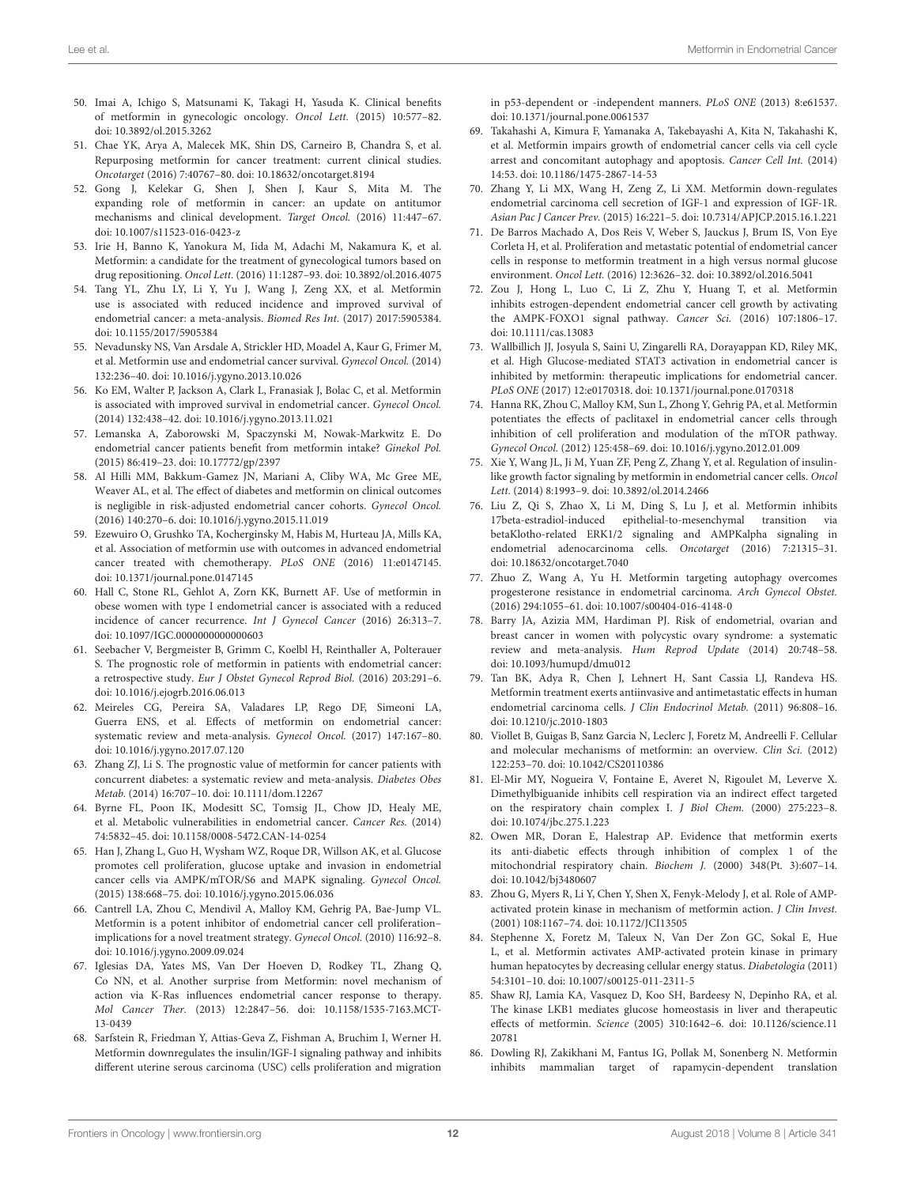50. Imai A, Ichigo S, Matsunami K, Takagi H, Yasuda K. Clinical benefits of metformin in gynecologic oncology. *Oncol Lett.* (2015) 10:577–82. doi: 10.3892/ol.2015.3262
51. Chae YK, Arya A, Malecek MK, Shin DS, Carneiro B, Chandra S, et al. Repurposing metformin for cancer treatment: current clinical studies. *Oncotarget* (2016) 7:40767–80. doi: 10.18632/oncotarget.8194
52. Gong J, Kelekar G, Shen J, Shen J, Kaur S, Mita M. The expanding role of metformin in cancer: an update on antitumor mechanisms and clinical development. *Target Oncol.* (2016) 11:447–67. doi: 10.1007/s11523-016-0423-z
53. Irie H, Banno K, Yanokura M, Iida M, Adachi M, Nakamura K, et al. Metformin: a candidate for the treatment of gynecological tumors based on drug repositioning. *Oncol Lett.* (2016) 11:1287–93. doi: 10.3892/ol.2016.4075
54. Tang YL, Zhu LY, Li Y, Yu J, Wang J, Zeng XX, et al. Metformin use is associated with reduced incidence and improved survival of endometrial cancer: a meta-analysis. *Biomed Res Int.* (2017) 2017:5905384. doi: 10.1155/2017/5905384
55. Nevadunsky NS, Van Arsdale A, Strickler HD, Moadel A, Kaur G, Frimer M, et al. Metformin use and endometrial cancer survival. *Gynecol Oncol.* (2014) 132:236–40. doi: 10.1016/j.ygyno.2013.10.026
56. Ko EM, Walter P, Jackson A, Clark L, Franasiak J, Bolac C, et al. Metformin is associated with improved survival in endometrial cancer. *Gynecol Oncol.* (2014) 132:438–42. doi: 10.1016/j.ygyno.2013.11.021
57. Lemanska A, Zaborowski M, Spaczynski M, Nowak-Markwitz E. Do endometrial cancer patients benefit from metformin intake? *Ginekol Pol.* (2015) 86:419–23. doi: 10.17772/gp/2397
58. Al Hilli MM, Bakkum-Gamez JN, Mariani A, Cliby WA, Mc Gree ME, Weaver AL, et al. The effect of diabetes and metformin on clinical outcomes is negligible in risk-adjusted endometrial cancer cohorts. *Gynecol Oncol.* (2016) 140:270–6. doi: 10.1016/j.ygyno.2015.11.019
59. Ezewuiro O, Grushko TA, Kocherginsky M, Habis M, Hurteau JA, Mills KA, et al. Association of metformin use with outcomes in advanced endometrial cancer treated with chemotherapy. *PLoS ONE* (2016) 11:e0147145. doi: 10.1371/journal.pone.0147145
60. Hall C, Stone RL, Gehlot A, Zorn KK, Burnett AF. Use of metformin in obese women with type I endometrial cancer is associated with a reduced incidence of cancer recurrence. *Int J Gynecol Cancer* (2016) 26:313–7. doi: 10.1097/IGC.0000000000000603
61. Seebacher V, Bergmeister B, Grimm C, Koelbl H, Reinthaller A, Polterauer S. The prognostic role of metformin in patients with endometrial cancer: a retrospective study. *Eur J Obstet Gynecol Reprod Biol.* (2016) 203:291–6. doi: 10.1016/j.ejogrb.2016.06.013
62. Meireles CG, Pereira SA, Valadares LP, Rego DF, Simeoni LA, Guerra ENS, et al. Effects of metformin on endometrial cancer: systematic review and meta-analysis. *Gynecol Oncol.* (2017) 147:167–80. doi: 10.1016/j.ygyno.2017.07.120
63. Zhang ZJ, Li S. The prognostic value of metformin for cancer patients with concurrent diabetes: a systematic review and meta-analysis. *Diabetes Obes Metab.* (2014) 16:707–10. doi: 10.1111/dom.12267
64. Byrne FL, Poon IK, Modesitt SC, Tomsig JL, Chow JD, Healy ME, et al. Metabolic vulnerabilities in endometrial cancer. *Cancer Res.* (2014) 74:5832–45. doi: 10.1158/0008-5472.CAN-14-0254
65. Han J, Zhang L, Guo H, Wysham WZ, Roque DR, Willson AK, et al. Glucose promotes cell proliferation, glucose uptake and invasion in endometrial cancer cells via AMPK/mTOR/S6 and MAPK signaling. *Gynecol Oncol.* (2015) 138:668–75. doi: 10.1016/j.ygyno.2015.06.036
66. Cantrell LA, Zhou C, Mendivil A, Malloy KM, Gehrig PA, Bae-Jump VL. Metformin is a potent inhibitor of endometrial cancer cell proliferation–implications for a novel treatment strategy. *Gynecol Oncol.* (2010) 116:92–8. doi: 10.1016/j.ygyno.2009.09.024
67. Iglesias DA, Yates MS, Van Der Hoeven D, Rodkey TL, Zhang Q, Co NN, et al. Another surprise from Metformin: novel mechanism of action via K-Ras influences endometrial cancer response to therapy. *Mol Cancer Ther.* (2013) 12:2847–56. doi: 10.1158/1535-7163.MCT-13-0439
68. Sarfstein R, Friedman Y, Attias-Geva Z, Fishman A, Bruchim I, Werner H. Metformin downregulates the insulin/IGF-I signaling pathway and inhibits different uterine serous carcinoma (USC) cells proliferation and migration in p53-dependent or -independent manners. *PLoS ONE* (2013) 8:e61537. doi: 10.1371/journal.pone.0061537
69. Takahashi A, Kimura F, Yamanaka A, Takebayashi A, Kita N, Takahashi K, et al. Metformin impairs growth of endometrial cancer cells via cell cycle arrest and concomitant autophagy and apoptosis. *Cancer Cell Int.* (2014) 14:53. doi: 10.1186/1475-2867-14-53
70. Zhang Y, Li MX, Wang H, Zeng Z, Li XM. Metformin down-regulates endometrial carcinoma cell secretion of IGF-1 and expression of IGF-1R. *Asian Pac J Cancer Prev.* (2015) 16:221–5. doi: 10.7314/APJCP.2015.16.1.221
71. De Barros Machado A, Dos Reis V, Weber S, Jauckus J, Brum IS, Von Eye Corleta H, et al. Proliferation and metastatic potential of endometrial cancer cells in response to metformin treatment in a high versus normal glucose environment. *Oncol Lett.* (2016) 12:3626–32. doi: 10.3892/ol.2016.5041
72. Zou J, Hong L, Luo C, Li Z, Zhu Y, Huang T, et al. Metformin inhibits estrogen-dependent endometrial cancer cell growth by activating the AMPK-FOXO1 signal pathway. *Cancer Sci.* (2016) 107:1806–17. doi: 10.1111/cas.13083
73. Wallbillich JJ, Josyula S, Saini U, Zingarelli RA, Dorayappan KD, Riley MK, et al. High Glucose-mediated STAT3 activation in endometrial cancer is inhibited by metformin: therapeutic implications for endometrial cancer. *PLoS ONE* (2017) 12:e0170318. doi: 10.1371/journal.pone.0170318
74. Hanna RK, Zhou C, Malloy KM, Sun L, Zhong Y, Gehrig PA, et al. Metformin potentiates the effects of paclitaxel in endometrial cancer cells through inhibition of cell proliferation and modulation of the mTOR pathway. *Gynecol Oncol.* (2012) 125:458–69. doi: 10.1016/j.ygyno.2012.01.009
75. Xie Y, Wang JL, Ji M, Yuan ZF, Peng Z, Zhang Y, et al. Regulation of insulin-like growth factor signaling by metformin in endometrial cancer cells. *Oncol Lett.* (2014) 8:1993–9. doi: 10.3892/ol.2014.2466
76. Liu Z, Qi S, Zhao X, Li M, Ding S, Lu J, et al. Metformin inhibits 17beta-estradiol-induced epithelial-to-mesenchymal transition via betaKlotho-related ERK1/2 signaling and AMPKalpha signaling in endometrial adenocarcinoma cells. *Oncotarget* (2016) 7:21315–31. doi: 10.18632/oncotarget.7040
77. Zhuo Z, Wang A, Yu H. Metformin targeting autophagy overcomes progesterone resistance in endometrial carcinoma. *Arch Gynecol Obstet.* (2016) 294:1055–61. doi: 10.1007/s00404-016-4148-0
78. Barry JA, Azizia MM, Hardiman PJ. Risk of endometrial, ovarian and breast cancer in women with polycystic ovary syndrome: a systematic review and meta-analysis. *Hum Reprod Update* (2014) 20:748–58. doi: 10.1093/humupd/dmu012
79. Tan BK, Adya R, Chen J, Lehnert H, Sant Cassia LJ, Randeva HS. Metformin treatment exerts antiinvasive and antimetastatic effects in human endometrial carcinoma cells. *J Clin Endocrinol Metab.* (2011) 96:808–16. doi: 10.1210/jc.2010-1803
80. Viollet B, Guigas B, Sanz Garcia N, Leclerc J, Foretz M, Andreelli F. Cellular and molecular mechanisms of metformin: an overview. *Clin Sci.* (2012) 122:253–70. doi: 10.1042/CS20110386
81. El-Mir MY, Nogueira V, Fontaine E, Averet N, Rigoulet M, Leverve X. Dimethylbiguanide inhibits cell respiration via an indirect effect targeted on the respiratory chain complex I. *J Biol Chem.* (2000) 275:223–8. doi: 10.1074/jbc.275.1.223
82. Owen MR, Doran E, Halestrap AP. Evidence that metformin exerts its anti-diabetic effects through inhibition of complex 1 of the mitochondrial respiratory chain. *Biochem J.* (2000) 348(Pt. 3):607–14. doi: 10.1042/bj3480607
83. Zhou G, Myers R, Li Y, Chen Y, Shen X, Fenyk-Melody J, et al. Role of AMP-activated protein kinase in mechanism of metformin action. *J Clin Invest.* (2001) 108:1167–74. doi: 10.1172/JCI13505
84. Stephenne X, Foretz M, Taleux N, Van Der Zon GC, Sokal E, Hue L, et al. Metformin activates AMP-activated protein kinase in primary human hepatocytes by decreasing cellular energy status. *Diabetologia* (2011) 54:3101–10. doi: 10.1007/s00125-011-2311-5
85. Shaw RJ, Lamia KA, Vasquez D, Koo SH, Bardeesy N, Depinho RA, et al. The kinase LKB1 mediates glucose homeostasis in liver and therapeutic effects of metformin. *Science* (2005) 310:1642–6. doi: 10.1126/science.1120781
86. Dowling RJ, Zakikhani M, Fantus IG, Pollak M, Sonenberg N. Metformin inhibits mammalian target of rapamycin-dependent translation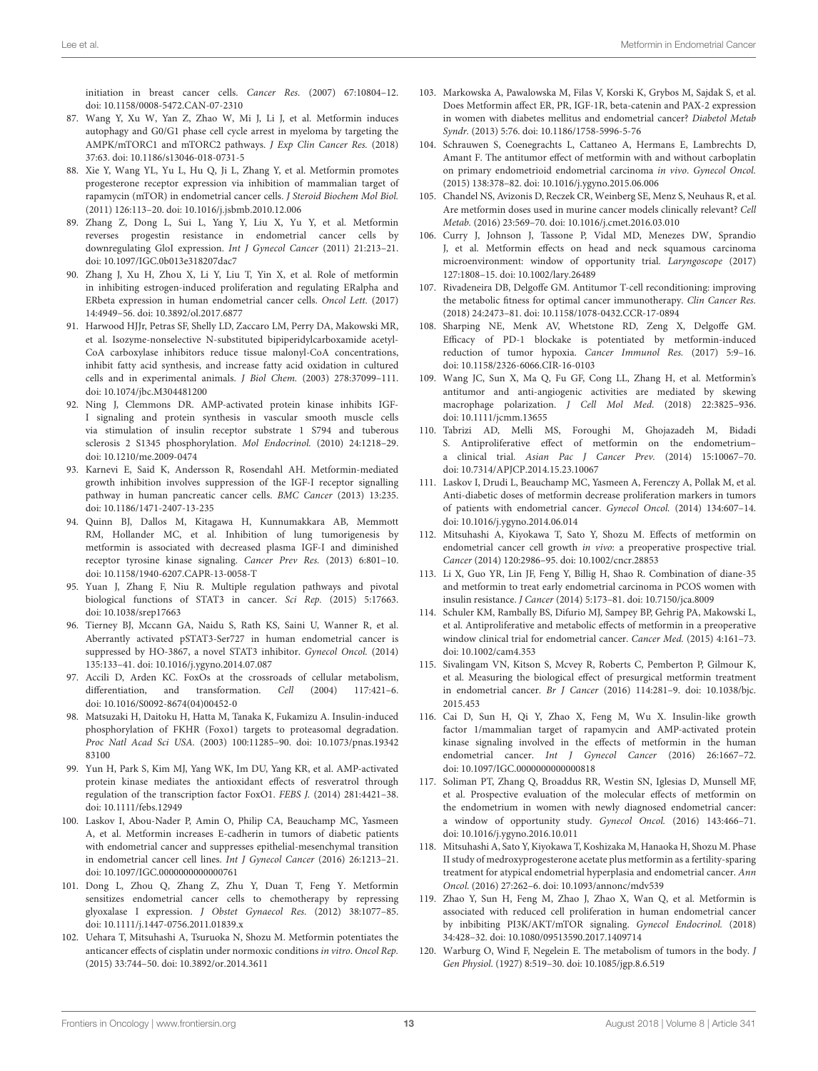initiation in breast cancer cells. *Cancer Res.* (2007) 67:10804–12. doi: 10.1158/0008-5472.CAN-07-2310

87. Wang Y, Xu W, Yan Z, Zhao W, Mi J, Li J, et al. Metformin induces autophagy and G0/G1 phase cell cycle arrest in myeloma by targeting the AMPK/mTORC1 and mTORC2 pathways. *J Exp Clin Cancer Res.* (2018) 37:63. doi: 10.1186/s13046-018-0731-5
88. Xie Y, Wang YL, Yu L, Hu Q, Ji L, Zhang Y, et al. Metformin promotes progesterone receptor expression via inhibition of mammalian target of rapamycin (mTOR) in endometrial cancer cells. *J Steroid Biochem Mol Biol.* (2011) 126:113–20. doi: 10.1016/j.jsbmb.2010.12.006
89. Zhang Z, Dong L, Sui L, Yang Y, Liu X, Yu Y, et al. Metformin reverses progestin resistance in endometrial cancer cells by downregulating GloI expression. *Int J Gynecol Cancer* (2011) 21:213–21. doi: 10.1097/IGC.0b013e318207dac7
90. Zhang J, Xu H, Zhou X, Li Y, Liu T, Yin X, et al. Role of metformin in inhibiting estrogen-induced proliferation and regulating ERalpha and ERbeta expression in human endometrial cancer cells. *Oncol Lett.* (2017) 14:4949–56. doi: 10.3892/ol.2017.6877
91. Harwood HJJr, Petras SF, Shelly LD, Zaccaro LM, Perry DA, Makowski MR, et al. Isozyme-nonselective N-substituted bipiperidylcarboxamide acetyl-CoA carboxylase inhibitors reduce tissue malonyl-CoA concentrations, inhibit fatty acid synthesis, and increase fatty acid oxidation in cultured cells and in experimental animals. *J Biol Chem.* (2003) 278:37099–111. doi: 10.1074/jbc.M304481200
92. Ning J, Clemmons DR. AMP-activated protein kinase inhibits IGF-I signaling and protein synthesis in vascular smooth muscle cells via stimulation of insulin receptor substrate 1 S794 and tuberous sclerosis 2 S1345 phosphorylation. *Mol Endocrinol.* (2010) 24:1218–29. doi: 10.1210/me.2009-0474
93. Karnevi E, Said K, Andersson R, Rosendahl AH. Metformin-mediated growth inhibition involves suppression of the IGF-I receptor signalling pathway in human pancreatic cancer cells. *BMC Cancer* (2013) 13:235. doi: 10.1186/1471-2407-13-235
94. Quinn BJ, Dallos M, Kitagawa H, Kunnumakkara AB, Memmott RM, Hollander MC, et al. Inhibition of lung tumorigenesis by metformin is associated with decreased plasma IGF-I and diminished receptor tyrosine kinase signaling. *Cancer Prev Res.* (2013) 6:801–10. doi: 10.1158/1940-6207.CAPR-13-0058-T
95. Yuan J, Zhang F, Niu R. Multiple regulation pathways and pivotal biological functions of STAT3 in cancer. *Sci Rep.* (2015) 5:17663. doi: 10.1038/srep17663
96. Tierney BJ, Mccann GA, Naidu S, Rath KS, Saini U, Wanner R, et al. Aberrantly activated pSTAT3-Ser727 in human endometrial cancer is suppressed by HO-3867, a novel STAT3 inhibitor. *Gynecol Oncol.* (2014) 135:133–41. doi: 10.1016/j.ygyno.2014.07.087
97. Accili D, Arden KC. FoxOs at the crossroads of cellular metabolism, differentiation, and transformation. *Cell* (2004) 117:421–6. doi: 10.1016/S0092-8674(04)00452-0
98. Matsuzaki H, Daitoku H, Hatta M, Tanaka K, Fukamizu A. Insulin-induced phosphorylation of FKHR (Foxo1) targets to proteasomal degradation. *Proc Natl Acad Sci USA.* (2003) 100:11285–90. doi: 10.1073/pnas.1934283100
99. Yun H, Park S, Kim MJ, Yang WK, Im DU, Yang KR, et al. AMP-activated protein kinase mediates the antioxidant effects of resveratrol through regulation of the transcription factor FoxO1. *FEBS J.* (2014) 281:4421–38. doi: 10.1111/febs.12949
100. Laskov I, Abou-Nader P, Amin O, Philip CA, Beauchamp MC, Yasmeen A, et al. Metformin increases E-cadherin in tumors of diabetic patients with endometrial cancer and suppresses epithelial-mesenchymal transition in endometrial cancer cell lines. *Int J Gynecol Cancer* (2016) 26:1213–21. doi: 10.1097/IGC.0000000000000761
101. Dong L, Zhou Q, Zhang Z, Zhu Y, Duan T, Feng Y. Metformin sensitizes endometrial cancer cells to chemotherapy by repressing glyoxalase I expression. *J Obstet Gynaecol Res.* (2012) 38:1077–85. doi: 10.1111/j.1447-0756.2011.01839.x
102. Uehara T, Mitsuhashi A, Tsuruoka N, Shozu M. Metformin potentiates the anticancer effects of cisplatin under normoxic conditions *in vitro*. *Oncol Rep.* (2015) 33:744–50. doi: 10.3892/or.2014.3611
103. Markowska A, Pawalowska M, Filas V, Korski K, Grybos M, Sajdak S, et al. Does Metformin affect ER, PR, IGF-1R, beta-catenin and PAX-2 expression in women with diabetes mellitus and endometrial cancer? *Diabetol Metab Syndr.* (2013) 5:76. doi: 10.1186/1758-5996-5-76
104. Schrauwen S, Coenegrachts L, Cattaneo A, Hermans E, Lambrechts D, Amant F. The antitumor effect of metformin with and without carboplatin on primary endometrioid endometrial carcinoma *in vivo*. *Gynecol Oncol.* (2015) 138:378–82. doi: 10.1016/j.ygyno.2015.06.006
105. Chandel NS, Avizonis D, Reczek CR, Weinberg SE, Menz S, Neuhaus R, et al. Are metformin doses used in murine cancer models clinically relevant? *Cell Metab.* (2016) 23:569–70. doi: 10.1016/j.cmet.2016.03.010
106. Curry J, Johnson J, Tassone P, Vidal MD, Menezes DW, Sprandio J, et al. Metformin effects on head and neck squamous carcinoma microenvironment: window of opportunity trial. *Laryngoscope* (2017) 127:1808–15. doi: 10.1002/lary.26489
107. Rivadeneira DB, Delgoffe GM. Antitumor T-cell reconditioning: improving the metabolic fitness for optimal cancer immunotherapy. *Clin Cancer Res.* (2018) 24:2473–81. doi: 10.1158/1078-0432.CCR-17-0894
108. Sharping NE, Menk AV, Whetstone RD, Zeng X, Delgoffe GM. Efficacy of PD-1 blockake is potentiated by metformin-induced reduction of tumor hypoxia. *Cancer Immunol Res.* (2017) 5:9–16. doi: 10.1158/2326-6066.CIR-16-0103
109. Wang JC, Sun X, Ma Q, Fu GF, Cong LL, Zhang H, et al. Metformin's antitumor and anti-angiogenic activities are mediated by skewing macrophage polarization. *J Cell Mol Med.* (2018) 22:3825–936. doi: 10.1111/jcmm.13655
110. Tabrizi AD, Melli MS, Foroughi M, Ghojazadeh M, Bidadi S. Antiproliferative effect of metformin on the endometrium–a clinical trial. *Asian Pac J Cancer Prev.* (2014) 15:10067–70. doi: 10.7314/APJCP.2014.15.23.10067
111. Laskov I, Drudi L, Beauchamp MC, Yasmeen A, Ferenczy A, Pollak M, et al. Anti-diabetic doses of metformin decrease proliferation markers in tumors of patients with endometrial cancer. *Gynecol Oncol.* (2014) 134:607–14. doi: 10.1016/j.ygyno.2014.06.014
112. Mitsuhashi A, Kiyokawa T, Sato Y, Shozu M. Effects of metformin on endometrial cancer cell growth *in vivo*: a preoperative prospective trial. *Cancer* (2014) 120:2986–95. doi: 10.1002/cncr.28853
113. Li X, Guo YR, Lin JF, Feng Y, Billig H, Shao R. Combination of diane-35 and metformin to treat early endometrial carcinoma in PCOS women with insulin resistance. *J Cancer* (2014) 5:173–81. doi: 10.7150/jca.8009
114. Schuler KM, Rambally BS, Difurio MJ, Sampey BP, Gehrig PA, Makowski L, et al. Antiproliferative and metabolic effects of metformin in a preoperative window clinical trial for endometrial cancer. *Cancer Med.* (2015) 4:161–73. doi: 10.1002/cam4.353
115. Sivalingam VN, Kitson S, Mcvey R, Roberts C, Pemberton P, Gilmour K, et al. Measuring the biological effect of presurgical metformin treatment in endometrial cancer. *Br J Cancer* (2016) 114:281–9. doi: 10.1038/bjc.2015.453
116. Cai D, Sun H, Qi Y, Zhao X, Feng M, Wu X. Insulin-like growth factor 1/mammalian target of rapamycin and AMP-activated protein kinase signaling involved in the effects of metformin in the human endometrial cancer. *Int J Gynecol Cancer* (2016) 26:1667–72. doi: 10.1097/IGC.0000000000000818
117. Soliman PT, Zhang Q, Broaddus RR, Westin SN, Iglesias D, Munsell MF, et al. Prospective evaluation of the molecular effects of metformin on the endometrium in women with newly diagnosed endometrial cancer: a window of opportunity study. *Gynecol Oncol.* (2016) 143:466–71. doi: 10.1016/j.ygyno.2016.10.011
118. Mitsuhashi A, Sato Y, Kiyokawa T, Koshizaka M, Hanaoka H, Shozu M. Phase II study of medroxyprogesterone acetate plus metformin as a fertility-sparing treatment for atypical endometrial hyperplasia and endometrial cancer. *Ann Oncol.* (2016) 27:262–6. doi: 10.1093/annonc/mdv539
119. Zhao Y, Sun H, Feng M, Zhao J, Zhao X, Wan Q, et al. Metformin is associated with reduced cell proliferation in human endometrial cancer by inbibiting PI3K/AKT/mTOR signaling. *Gynecol Endocrinol.* (2018) 34:428–32. doi: 10.1080/09513590.2017.1409714
120. Warburg O, Wind F, Negelein E. The metabolism of tumors in the body. *J Gen Physiol.* (1927) 8:519–30. doi: 10.1085/jgp.8.6.519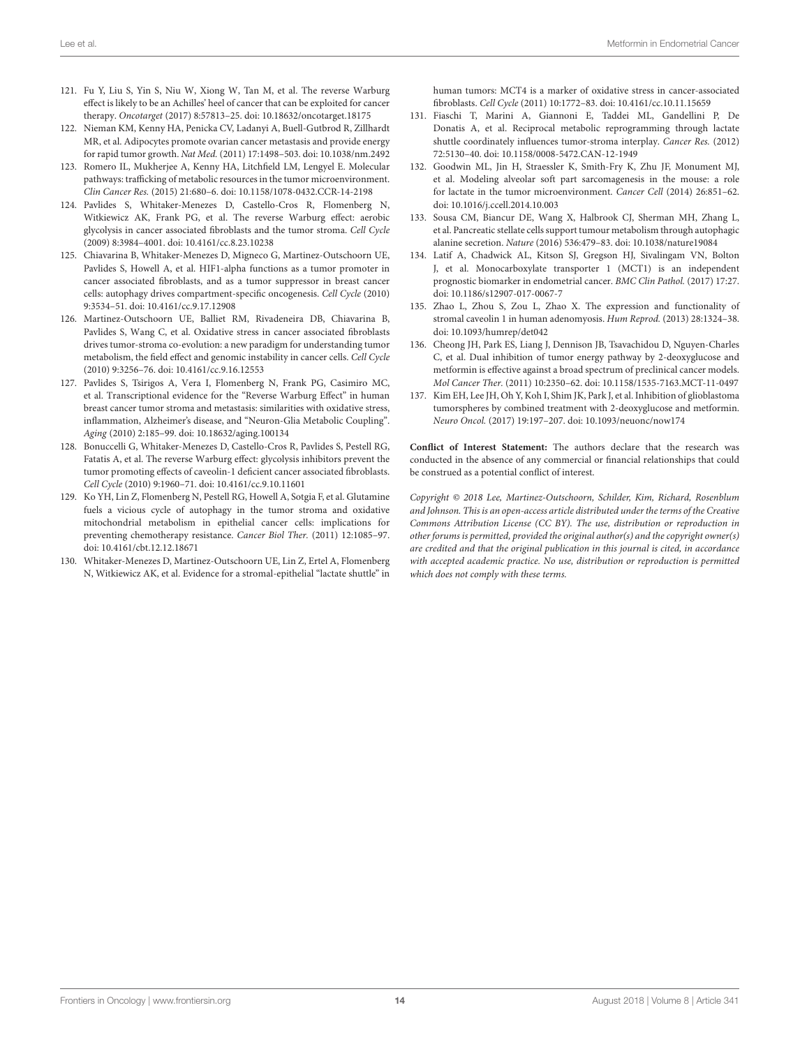121. Fu Y, Liu S, Yin S, Niu W, Xiong W, Tan M, et al. The reverse Warburg effect is likely to be an Achilles' heel of cancer that can be exploited for cancer therapy. *Oncotarget* (2017) 8:57813–25. doi: 10.18632/oncotarget.18175
122. Nieman KM, Kenny HA, Penicka CV, Ladanyi A, Buell-Gutbrod R, Zillhardt MR, et al. Adipocytes promote ovarian cancer metastasis and provide energy for rapid tumor growth. *Nat Med.* (2011) 17:1498–503. doi: 10.1038/nm.2492
123. Romero IL, Mukherjee A, Kenny HA, Litchfield LM, Lengyel E. Molecular pathways: trafficking of metabolic resources in the tumor microenvironment. *Clin Cancer Res.* (2015) 21:680–6. doi: 10.1158/1078-0432.CCR-14-2198
124. Pavlides S, Whitaker-Menezes D, Castello-Cros R, Flomenberg N, Witkiewicz AK, Frank PG, et al. The reverse Warburg effect: aerobic glycolysis in cancer associated fibroblasts and the tumor stroma. *Cell Cycle* (2009) 8:3984–4001. doi: 10.4161/cc.8.23.10238
125. Chiavarina B, Whitaker-Menezes D, Migneco G, Martinez-Outschoorn UE, Pavlides S, Howell A, et al. HIF1-alpha functions as a tumor promoter in cancer associated fibroblasts, and as a tumor suppressor in breast cancer cells: autophagy drives compartment-specific oncogenesis. *Cell Cycle* (2010) 9:3534–51. doi: 10.4161/cc.9.17.12908
126. Martinez-Outschoorn UE, Balliet RM, Rivadeneira DB, Chiavarina B, Pavlides S, Wang C, et al. Oxidative stress in cancer associated fibroblasts drives tumor-stroma co-evolution: a new paradigm for understanding tumor metabolism, the field effect and genomic instability in cancer cells. *Cell Cycle* (2010) 9:3256–76. doi: 10.4161/cc.9.16.12553
127. Pavlides S, Tsirigos A, Vera I, Flomenberg N, Frank PG, Casimiro MC, et al. Transcriptional evidence for the "Reverse Warburg Effect" in human breast cancer tumor stroma and metastasis: similarities with oxidative stress, inflammation, Alzheimer's disease, and "Neuron-Glia Metabolic Coupling". *Aging* (2010) 2:185–99. doi: 10.18632/aging.100134
128. Bonuccelli G, Whitaker-Menezes D, Castello-Cros R, Pavlides S, Pestell RG, Fatatis A, et al. The reverse Warburg effect: glycolysis inhibitors prevent the tumor promoting effects of caveolin-1 deficient cancer associated fibroblasts. *Cell Cycle* (2010) 9:1960–71. doi: 10.4161/cc.9.10.11601
129. Ko YH, Lin Z, Flomenberg N, Pestell RG, Howell A, Sotgia F, et al. Glutamine fuels a vicious cycle of autophagy in the tumor stroma and oxidative mitochondrial metabolism in epithelial cancer cells: implications for preventing chemotherapy resistance. *Cancer Biol Ther.* (2011) 12:1085–97. doi: 10.4161/cbt.12.12.18671
130. Whitaker-Menezes D, Martinez-Outschoorn UE, Lin Z, Ertel A, Flomenberg N, Witkiewicz AK, et al. Evidence for a stromal-epithelial "lactate shuttle" in human tumors: MCT4 is a marker of oxidative stress in cancer-associated fibroblasts. *Cell Cycle* (2011) 10:1772–83. doi: 10.4161/cc.10.11.15659
131. Fiaschi T, Marini A, Giannoni E, Taddei ML, Gandellini P, De Donatis A, et al. Reciprocal metabolic reprogramming through lactate shuttle coordinately influences tumor-stroma interplay. *Cancer Res.* (2012) 72:5130–40. doi: 10.1158/0008-5472.CAN-12-1949
132. Goodwin ML, Jin H, Straessler K, Smith-Fry K, Zhu JF, Monument MJ, et al. Modeling alveolar soft part sarcomagenesis in the mouse: a role for lactate in the tumor microenvironment. *Cancer Cell* (2014) 26:851–62. doi: 10.1016/j.ccell.2014.10.003
133. Sousa CM, Biancur DE, Wang X, Halbrook CJ, Sherman MH, Zhang L, et al. Pancreatic stellate cells support tumour metabolism through autophagic alanine secretion. *Nature* (2016) 536:479–83. doi: 10.1038/nature19084
134. Latif A, Chadwick AL, Kitson SJ, Gregson HJ, Sivalingam VN, Bolton J, et al. Monocarboxylate transporter 1 (MCT1) is an independent prognostic biomarker in endometrial cancer. *BMC Clin Pathol.* (2017) 17:27. doi: 10.1186/s12907-017-0067-7
135. Zhao L, Zhou S, Zou L, Zhao X. The expression and functionality of stromal caveolin 1 in human adenomyosis. *Hum Reprod.* (2013) 28:1324–38. doi: 10.1093/humrep/det042
136. Cheong JH, Park ES, Liang J, Dennison JB, Tsavachidou D, Nguyen-Charles C, et al. Dual inhibition of tumor energy pathway by 2-deoxyglucose and metformin is effective against a broad spectrum of preclinical cancer models. *Mol Cancer Ther.* (2011) 10:2350–62. doi: 10.1158/1535-7163.MCT-11-0497
137. Kim EH, Lee JH, Oh Y, Koh I, Shim JK, Park J, et al. Inhibition of glioblastoma tumorspheres by combined treatment with 2-deoxyglucose and metformin. *Neuro Oncol.* (2017) 19:197–207. doi: 10.1093/neuonc/now174

**Conflict of Interest Statement:** The authors declare that the research was conducted in the absence of any commercial or financial relationships that could be construed as a potential conflict of interest.

*Copyright © 2018 Lee, Martinez-Outschoorn, Schilder, Kim, Richard, Rosenblum and Johnson. This is an open-access article distributed under the terms of the Creative Commons Attribution License (CC BY). The use, distribution or reproduction in other forums is permitted, provided the original author(s) and the copyright owner(s) are credited and that the original publication in this journal is cited, in accordance with accepted academic practice. No use, distribution or reproduction is permitted which does not comply with these terms.*